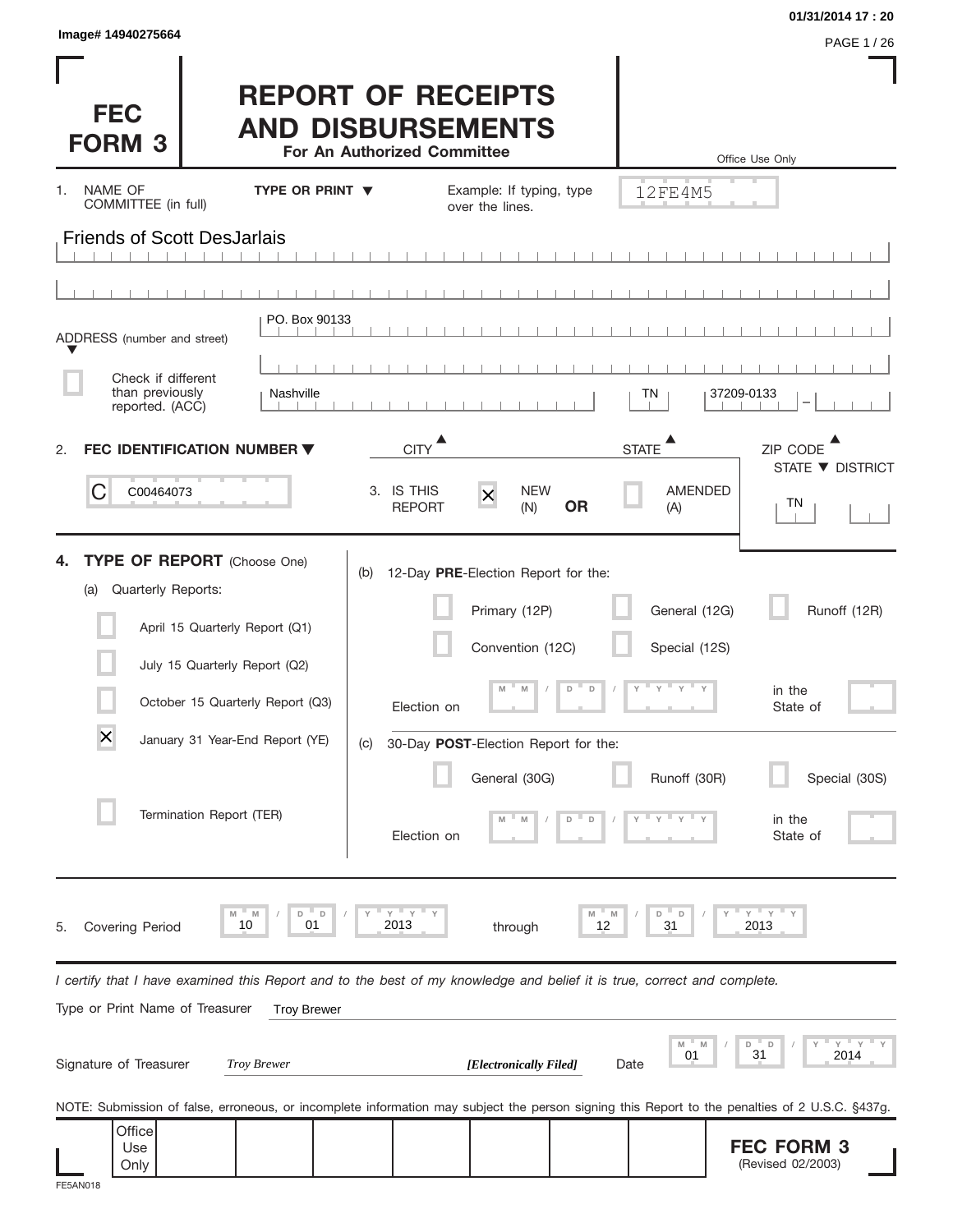Image# 14940275664

01/31/2014 17 : 20

# FEC FORM 3

# REPORT OF RECEIPTS AND DISBURSEMENTS

**For An Authorized Committee**

Office Use Only

12FE4M5

1. NAME OF COMMITTEE (in full) **TYPE OR PRINT ▼** Example: If typing, type over the lines.

Friends of Scott DesJarlais

ADDRESS (number and street): PO. Box 90133

☐ Check if different than previously reported. (ACC)

CITY: Nashville   STATE: TN   ZIP CODE: 37209-0133

2. **FEC IDENTIFICATION NUMBER ▼**

C00464073

3. IS THIS REPORT ☒ NEW (N) **OR** ☐ AMENDED (A)

STATE ▼ DISTRICT: TN

4. **TYPE OF REPORT** (Choose One)

(a) Quarterly Reports:

- ☐ April 15 Quarterly Report (Q1)
- ☐ July 15 Quarterly Report (Q2)
- ☐ October 15 Quarterly Report (Q3)
- ☒ January 31 Year-End Report (YE)
- ☐ Termination Report (TER)

(b) 12-Day **PRE**-Election Report for the:

- ☐ Primary (12P)
- ☐ General (12G)
- ☐ Runoff (12R)
- ☐ Convention (12C)
- ☐ Special (12S)

Election on MM / DD / YYYY in the State of

(c) 30-Day **POST**-Election Report for the:

- ☐ General (30G)
- ☐ Runoff (30R)
- ☐ Special (30S)

Election on MM / DD / YYYY in the State of

5. Covering Period 10 / 01 / 2013 through 12 / 31 / 2013

*I certify that I have examined this Report and to the best of my knowledge and belief it is true, correct and complete.*

Type or Print Name of Treasurer: Troy Brewer

Signature of Treasurer: *Troy Brewer* ***[Electronically Filed]*** Date: 01 / 31 / 2014

NOTE: Submission of false, erroneous, or incomplete information may subject the person signing this Report to the penalties of 2 U.S.C. §437g.

Office Use Only

**FEC FORM 3** (Revised 02/2003)

FE5AN018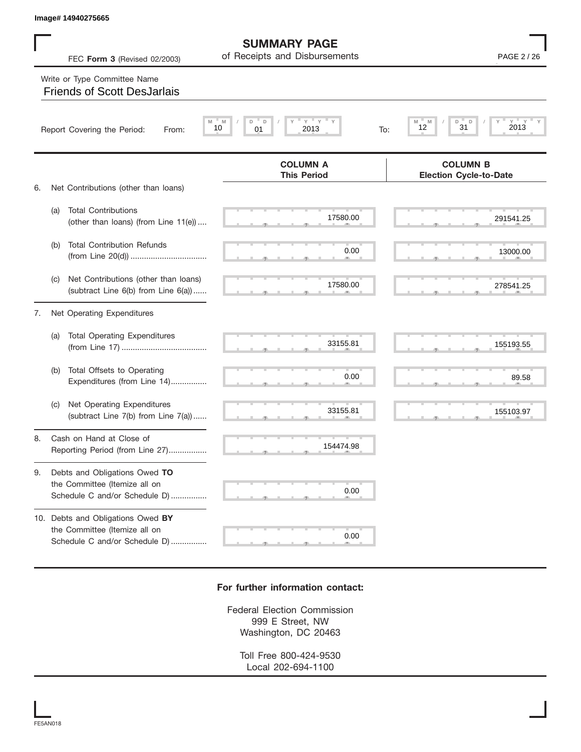Image# 14940275665

# SUMMARY PAGE

## of Receipts and Disbursements

FEC **Form 3** (Revised 02/2003)

Write or Type Committee Name

Friends of Scott DesJarlais

Report Covering the Period: From: 10 / 01 / 2013 To: 12 / 31 / 2013

| | COLUMN A This Period | COLUMN B Election Cycle-to-Date |
|---|---|---|
| 6. Net Contributions (other than loans) | | |
| (a) Total Contributions (other than loans) (from Line 11(e)) .... | 17580.00 | 291541.25 |
| (b) Total Contribution Refunds (from Line 20(d)) .................................. | 0.00 | 13000.00 |
| (c) Net Contributions (other than loans) (subtract Line 6(b) from Line 6(a)) ...... | 17580.00 | 278541.25 |
| 7. Net Operating Expenditures | | |
| (a) Total Operating Expenditures (from Line 17) ...................................... | 33155.81 | 155193.55 |
| (b) Total Offsets to Operating Expenditures (from Line 14)................ | 0.00 | 89.58 |
| (c) Net Operating Expenditures (subtract Line 7(b) from Line 7(a)) ...... | 33155.81 | 155103.97 |
| 8. Cash on Hand at Close of Reporting Period (from Line 27)................. | 154474.98 | |
| 9. Debts and Obligations Owed **TO** the Committee (Itemize all on Schedule C and/or Schedule D) ................ | 0.00 | |
| 10. Debts and Obligations Owed **BY** the Committee (Itemize all on Schedule C and/or Schedule D) ................ | 0.00 | |

**For further information contact:**

Federal Election Commission
999 E Street, NW
Washington, DC 20463

Toll Free 800-424-9530
Local 202-694-1100

FE5AN018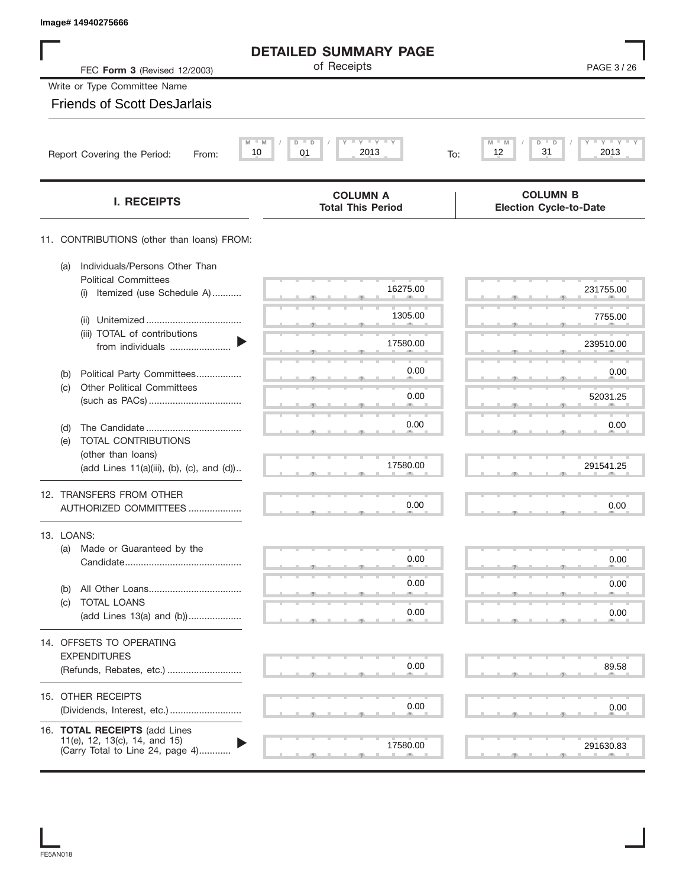Image# 14940275666

# DETAILED SUMMARY PAGE

of Receipts

FEC **Form 3** (Revised 12/2003)

Write or Type Committee Name

Friends of Scott DesJarlais

Report Covering the Period: From: 10 / 01 / 2013 To: 12 / 31 / 2013

| I. RECEIPTS | COLUMN A Total This Period | COLUMN B Election Cycle-to-Date |
|---|---|---|
| 11. CONTRIBUTIONS (other than loans) FROM: | | |
| (a) Individuals/Persons Other Than Political Committees | | |
| (i) Itemized (use Schedule A) | 16275.00 | 231755.00 |
| (ii) Unitemized | 1305.00 | 7755.00 |
| (iii) TOTAL of contributions from individuals | 17580.00 | 239510.00 |
| (b) Political Party Committees | 0.00 | 0.00 |
| (c) Other Political Committees (such as PACs) | 0.00 | 52031.25 |
| (d) The Candidate | 0.00 | 0.00 |
| (e) TOTAL CONTRIBUTIONS (other than loans) (add Lines 11(a)(iii), (b), (c), and (d)) | 17580.00 | 291541.25 |
| 12. TRANSFERS FROM OTHER AUTHORIZED COMMITTEES | 0.00 | 0.00 |
| 13. LOANS: | | |
| (a) Made or Guaranteed by the Candidate | 0.00 | 0.00 |
| (b) All Other Loans | 0.00 | 0.00 |
| (c) TOTAL LOANS (add Lines 13(a) and (b)) | 0.00 | 0.00 |
| 14. OFFSETS TO OPERATING EXPENDITURES (Refunds, Rebates, etc.) | 0.00 | 89.58 |
| 15. OTHER RECEIPTS (Dividends, Interest, etc.) | 0.00 | 0.00 |
| 16. **TOTAL RECEIPTS** (add Lines 11(e), 12, 13(c), 14, and 15) (Carry Total to Line 24, page 4) | 17580.00 | 291630.83 |

FE5AN018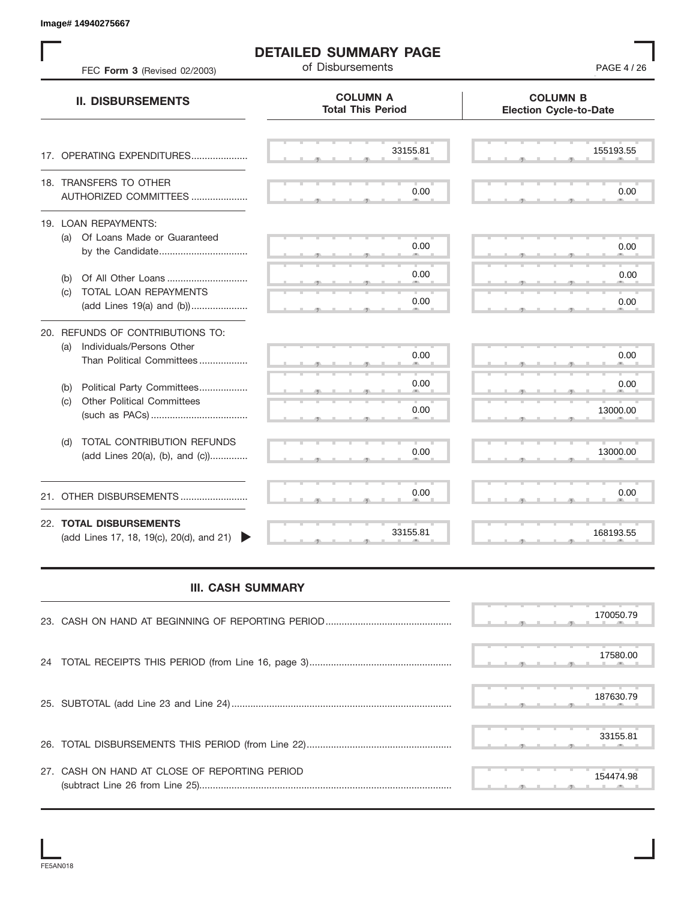Image# 14940275667

# DETAILED SUMMARY PAGE

of Disbursements

FEC **Form 3** (Revised 02/2003)

| II. DISBURSEMENTS | COLUMN A Total This Period | COLUMN B Election Cycle-to-Date |
|---|---|---|
| 17. OPERATING EXPENDITURES | 33155.81 | 155193.55 |
| 18. TRANSFERS TO OTHER AUTHORIZED COMMITTEES | 0.00 | 0.00 |
| 19. LOAN REPAYMENTS: | | |
| (a) Of Loans Made or Guaranteed by the Candidate | 0.00 | 0.00 |
| (b) Of All Other Loans | 0.00 | 0.00 |
| (c) TOTAL LOAN REPAYMENTS (add Lines 19(a) and (b)) | 0.00 | 0.00 |
| 20. REFUNDS OF CONTRIBUTIONS TO: | | |
| (a) Individuals/Persons Other Than Political Committees | 0.00 | 0.00 |
| (b) Political Party Committees | 0.00 | 0.00 |
| (c) Other Political Committees (such as PACs) | 0.00 | 13000.00 |
| (d) TOTAL CONTRIBUTION REFUNDS (add Lines 20(a), (b), and (c)) | 0.00 | 13000.00 |
| 21. OTHER DISBURSEMENTS | 0.00 | 0.00 |
| 22. **TOTAL DISBURSEMENTS** (add Lines 17, 18, 19(c), 20(d), and 21) | 33155.81 | 168193.55 |

## III. CASH SUMMARY

| | |
|---|---|
| 23. CASH ON HAND AT BEGINNING OF REPORTING PERIOD | 170050.79 |
| 24 TOTAL RECEIPTS THIS PERIOD (from Line 16, page 3) | 17580.00 |
| 25. SUBTOTAL (add Line 23 and Line 24) | 187630.79 |
| 26. TOTAL DISBURSEMENTS THIS PERIOD (from Line 22) | 33155.81 |
| 27. CASH ON HAND AT CLOSE OF REPORTING PERIOD (subtract Line 26 from Line 25) | 154474.98 |

FE5AN018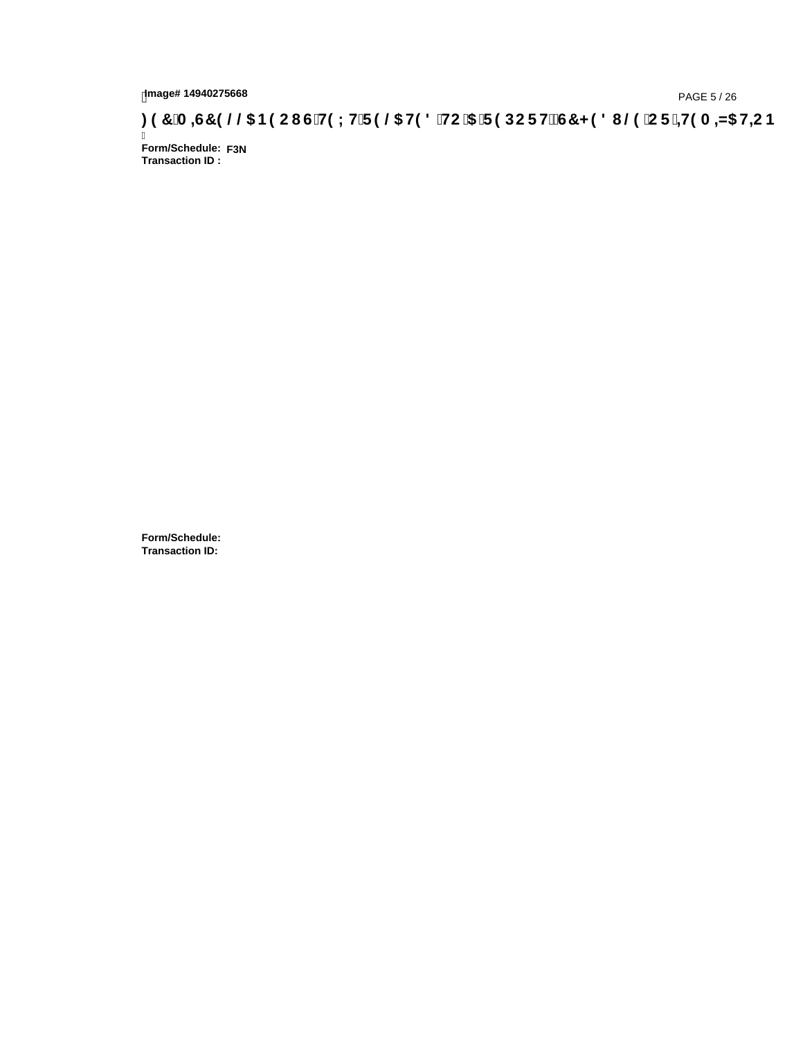Image# 14940275668

**FEC MISCELLANEOUS TEXT RELATED TO A REPORT SCHEDULE OR ITEMIZATION**

**Form/Schedule:** F3N
**Transaction ID :**

**Form/Schedule:**
**Transaction ID:**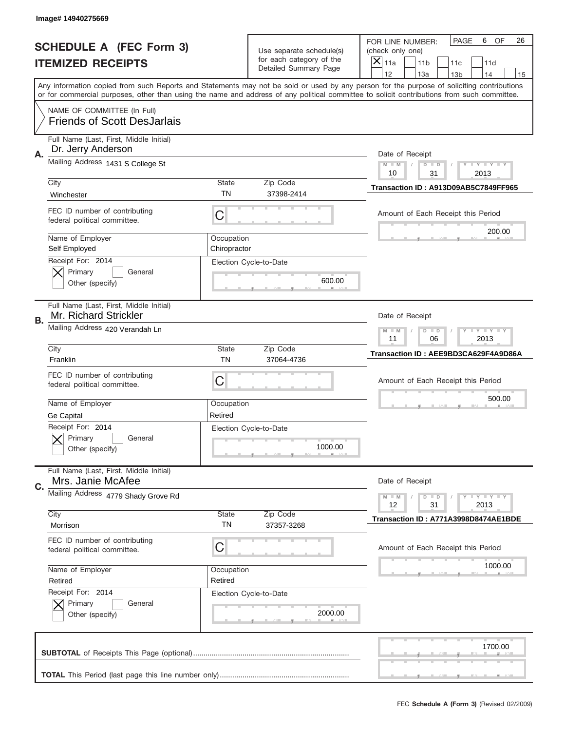Image# 14940275669

# SCHEDULE A (FEC Form 3)
## ITEMIZED RECEIPTS

Use separate schedule(s) for each category of the Detailed Summary Page

FOR LINE NUMBER: (check only one)
[X] 11a [ ] 11b [ ] 11c [ ] 11d [ ] 12 [ ] 13a [ ] 13b [ ] 14 [ ] 15

PAGE 6 OF 26

Any information copied from such Reports and Statements may not be sold or used by any person for the purpose of soliciting contributions or for commercial purposes, other than using the name and address of any political committee to solicit contributions from such committee.

NAME OF COMMITTEE (In Full)
Friends of Scott DesJarlais

---

**A.** Full Name (Last, First, Middle Initial): Dr. Jerry Anderson

Mailing Address: 1431 S College St

City: Winchester | State: TN | Zip Code: 37398-2414

FEC ID number of contributing federal political committee: C

Name of Employer: Self Employed | Occupation: Chiropractor

Receipt For: 2014 [X] Primary [ ] General [ ] Other (specify)

Election Cycle-to-Date: 600.00

Date of Receipt: 10 / 31 / 2013

Transaction ID : A913D09AB5C7849FF965

Amount of Each Receipt this Period: 200.00

---

**B.** Full Name (Last, First, Middle Initial): Mr. Richard Strickler

Mailing Address: 420 Verandah Ln

City: Franklin | State: TN | Zip Code: 37064-4736

FEC ID number of contributing federal political committee: C

Name of Employer: Ge Capital | Occupation: Retired

Receipt For: 2014 [X] Primary [ ] General [ ] Other (specify)

Election Cycle-to-Date: 1000.00

Date of Receipt: 11 / 06 / 2013

Transaction ID : AEE9BD3CA629F4A9D86A

Amount of Each Receipt this Period: 500.00

---

**C.** Full Name (Last, First, Middle Initial): Mrs. Janie McAfee

Mailing Address: 4779 Shady Grove Rd

City: Morrison | State: TN | Zip Code: 37357-3268

FEC ID number of contributing federal political committee: C

Name of Employer: Retired | Occupation: Retired

Receipt For: 2014 [X] Primary [ ] General [ ] Other (specify)

Election Cycle-to-Date: 2000.00

Date of Receipt: 12 / 31 / 2013

Transaction ID : A771A3998D8474AE1BDE

Amount of Each Receipt this Period: 1000.00

---

**SUBTOTAL** of Receipts This Page (optional): 1700.00

**TOTAL** This Period (last page this line number only):

FEC **Schedule A (Form 3)** (Revised 02/2009)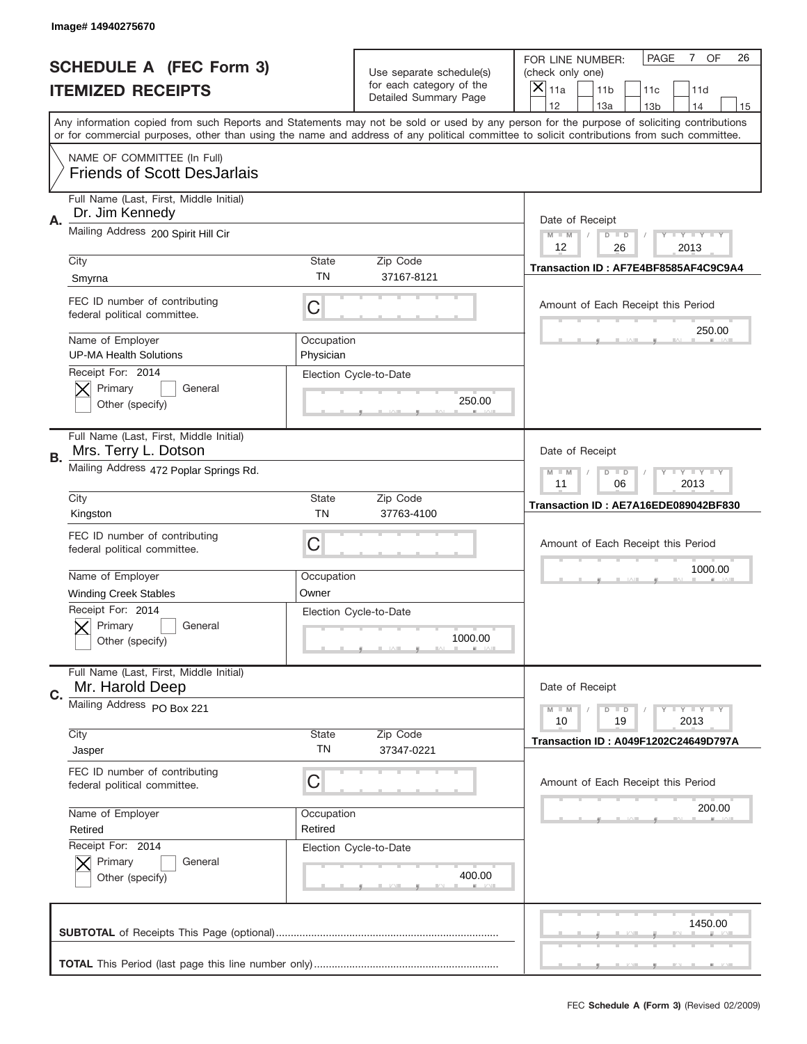Image# 14940275670

# SCHEDULE A (FEC Form 3)
## ITEMIZED RECEIPTS

Use separate schedule(s) for each category of the Detailed Summary Page

FOR LINE NUMBER: (check only one)
[X] 11a [ ] 11b [ ] 11c [ ] 11d [ ] 12 [ ] 13a [ ] 13b [ ] 14 [ ] 15

PAGE 7 OF 26

Any information copied from such Reports and Statements may not be sold or used by any person for the purpose of soliciting contributions or for commercial purposes, other than using the name and address of any political committee to solicit contributions from such committee.

NAME OF COMMITTEE (In Full)
Friends of Scott DesJarlais

---

**A.** Full Name (Last, First, Middle Initial): Dr. Jim Kennedy

Mailing Address: 200 Spirit Hill Cir

City: Smyrna | State: TN | Zip Code: 37167-8121

FEC ID number of contributing federal political committee: C

Name of Employer: UP-MA Health Solutions | Occupation: Physician

Receipt For: 2014 — [X] Primary [ ] General [ ] Other (specify)

Election Cycle-to-Date: 250.00

Date of Receipt: 12 / 26 / 2013

Transaction ID : AF7E4BF8585AF4C9C9A4

Amount of Each Receipt this Period: 250.00

---

**B.** Full Name (Last, First, Middle Initial): Mrs. Terry L. Dotson

Mailing Address: 472 Poplar Springs Rd.

City: Kingston | State: TN | Zip Code: 37763-4100

FEC ID number of contributing federal political committee: C

Name of Employer: Winding Creek Stables | Occupation: Owner

Receipt For: 2014 — [X] Primary [ ] General [ ] Other (specify)

Election Cycle-to-Date: 1000.00

Date of Receipt: 11 / 06 / 2013

Transaction ID : AE7A16EDE089042BF830

Amount of Each Receipt this Period: 1000.00

---

**C.** Full Name (Last, First, Middle Initial): Mr. Harold Deep

Mailing Address: PO Box 221

City: Jasper | State: TN | Zip Code: 37347-0221

FEC ID number of contributing federal political committee: C

Name of Employer: Retired | Occupation: Retired

Receipt For: 2014 — [X] Primary [ ] General [ ] Other (specify)

Election Cycle-to-Date: 400.00

Date of Receipt: 10 / 19 / 2013

Transaction ID : A049F1202C24649D797A

Amount of Each Receipt this Period: 200.00

---

**SUBTOTAL** of Receipts This Page (optional): 1450.00

**TOTAL** This Period (last page this line number only):

FEC **Schedule A (Form 3)** (Revised 02/2009)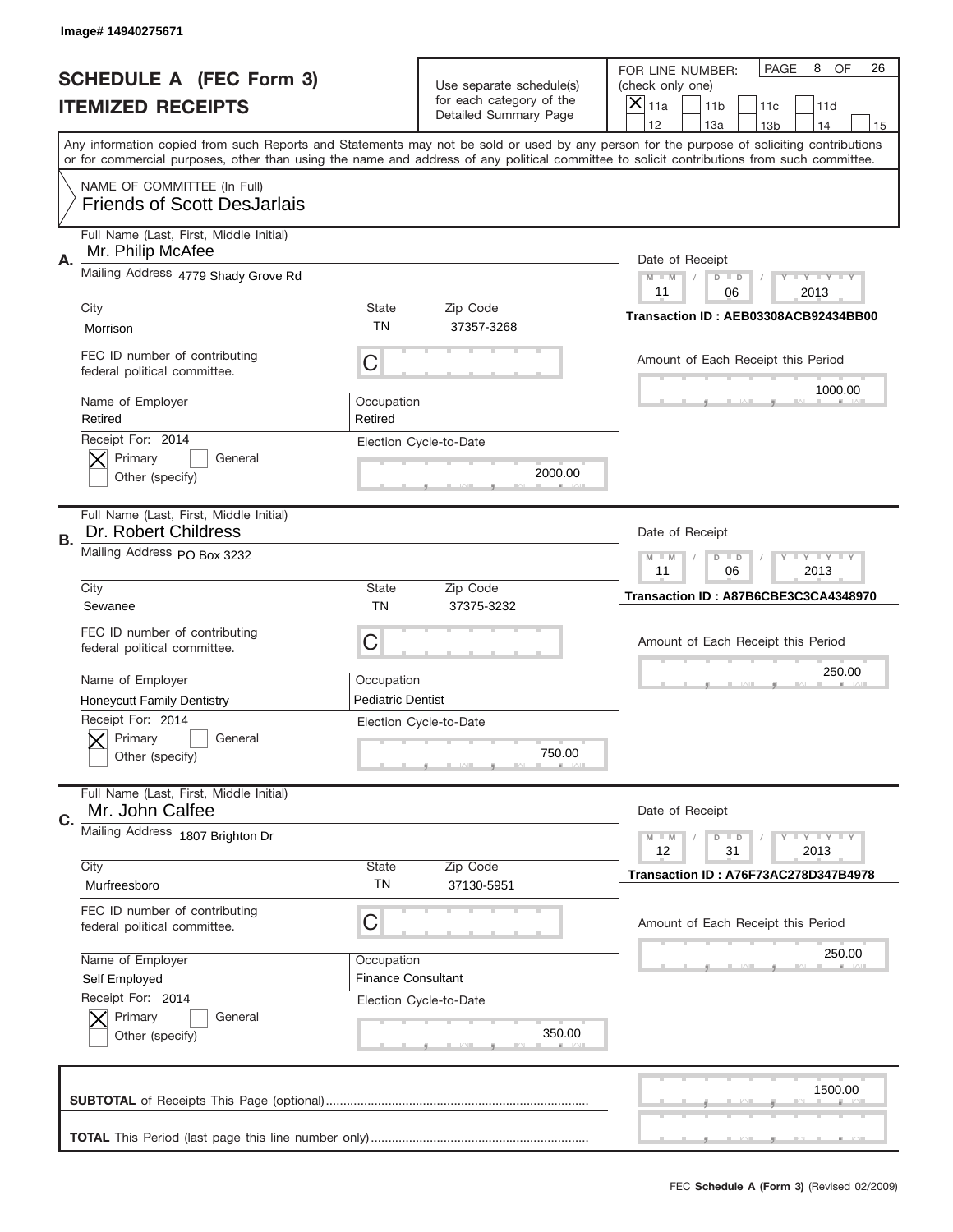Image# 14940275671

# SCHEDULE A (FEC Form 3)
## ITEMIZED RECEIPTS

Use separate schedule(s) for each category of the Detailed Summary Page

FOR LINE NUMBER: (check only one)

[X] 11a [ ] 11b [ ] 11c [ ] 11d [ ] 12 [ ] 13a [ ] 13b [ ] 14 [ ] 15

PAGE 8 OF 26

Any information copied from such Reports and Statements may not be sold or used by any person for the purpose of soliciting contributions or for commercial purposes, other than using the name and address of any political committee to solicit contributions from such committee.

NAME OF COMMITTEE (In Full)
Friends of Scott DesJarlais

---

**A.** Full Name (Last, First, Middle Initial): Mr. Philip McAfee

Mailing Address: 4779 Shady Grove Rd

City: Morrison | State: TN | Zip Code: 37357-3268

FEC ID number of contributing federal political committee: C

Name of Employer: Retired | Occupation: Retired

Receipt For: 2014 — [X] Primary [ ] General [ ] Other (specify)

Election Cycle-to-Date: 2000.00

Date of Receipt: 11 / 06 / 2013

Transaction ID : AEB03308ACB92434BB00

Amount of Each Receipt this Period: 1000.00

---

**B.** Full Name (Last, First, Middle Initial): Dr. Robert Childress

Mailing Address: PO Box 3232

City: Sewanee | State: TN | Zip Code: 37375-3232

FEC ID number of contributing federal political committee: C

Name of Employer: Honeycutt Family Dentistry | Occupation: Pediatric Dentist

Receipt For: 2014 — [X] Primary [ ] General [ ] Other (specify)

Election Cycle-to-Date: 750.00

Date of Receipt: 11 / 06 / 2013

Transaction ID : A87B6CBE3C3CA4348970

Amount of Each Receipt this Period: 250.00

---

**C.** Full Name (Last, First, Middle Initial): Mr. John Calfee

Mailing Address: 1807 Brighton Dr

City: Murfreesboro | State: TN | Zip Code: 37130-5951

FEC ID number of contributing federal political committee: C

Name of Employer: Self Employed | Occupation: Finance Consultant

Receipt For: 2014 — [X] Primary [ ] General [ ] Other (specify)

Election Cycle-to-Date: 350.00

Date of Receipt: 12 / 31 / 2013

Transaction ID : A76F73AC278D347B4978

Amount of Each Receipt this Period: 250.00

---

**SUBTOTAL** of Receipts This Page (optional): 1500.00

**TOTAL** This Period (last page this line number only):

FEC **Schedule A (Form 3)** (Revised 02/2009)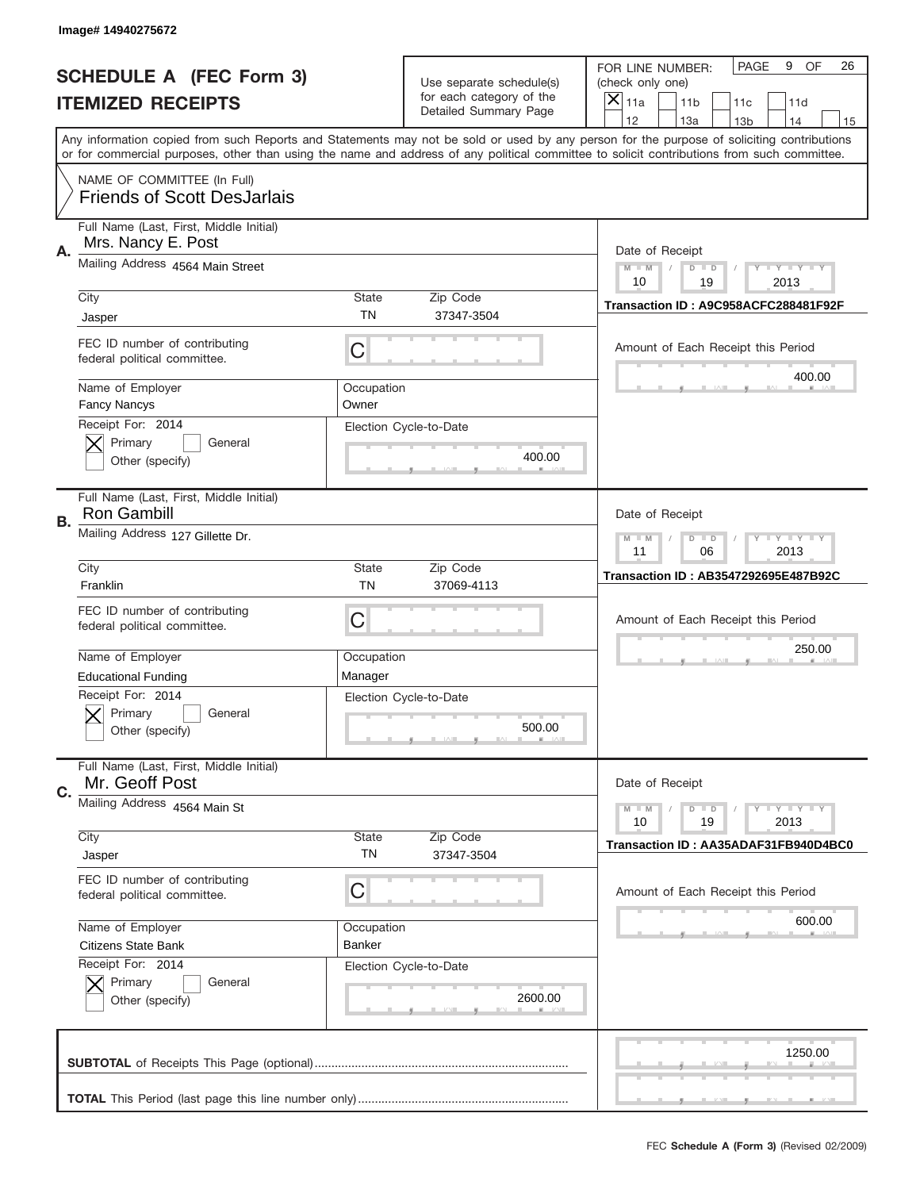Image# 14940275672

# SCHEDULE A (FEC Form 3)
# ITEMIZED RECEIPTS

Use separate schedule(s) for each category of the Detailed Summary Page

FOR LINE NUMBER: (check only one)

- [x] 11a
- [ ] 11b
- [ ] 11c
- [ ] 11d
- [ ] 12
- [ ] 13a
- [ ] 13b
- [ ] 14
- [ ] 15

PAGE 9 OF 26

Any information copied from such Reports and Statements may not be sold or used by any person for the purpose of soliciting contributions or for commercial purposes, other than using the name and address of any political committee to solicit contributions from such committee.

NAME OF COMMITTEE (In Full)
Friends of Scott DesJarlais

---

**A.** Full Name (Last, First, Middle Initial): Mrs. Nancy E. Post

Mailing Address: 4564 Main Street

City: Jasper | State: TN | Zip Code: 37347-3504

FEC ID number of contributing federal political committee: C

Name of Employer: Fancy Nancys | Occupation: Owner

Receipt For: 2014 — [x] Primary [ ] General [ ] Other (specify)

Election Cycle-to-Date: 400.00

Date of Receipt: 10 / 19 / 2013

Transaction ID : A9C958ACFC288481F92F

Amount of Each Receipt this Period: 400.00

---

**B.** Full Name (Last, First, Middle Initial): Ron Gambill

Mailing Address: 127 Gillette Dr.

City: Franklin | State: TN | Zip Code: 37069-4113

FEC ID number of contributing federal political committee: C

Name of Employer: Educational Funding | Occupation: Manager

Receipt For: 2014 — [x] Primary [ ] General [ ] Other (specify)

Election Cycle-to-Date: 500.00

Date of Receipt: 11 / 06 / 2013

Transaction ID : AB3547292695E487B92C

Amount of Each Receipt this Period: 250.00

---

**C.** Full Name (Last, First, Middle Initial): Mr. Geoff Post

Mailing Address: 4564 Main St

City: Jasper | State: TN | Zip Code: 37347-3504

FEC ID number of contributing federal political committee: C

Name of Employer: Citizens State Bank | Occupation: Banker

Receipt For: 2014 — [x] Primary [ ] General [ ] Other (specify)

Election Cycle-to-Date: 2600.00

Date of Receipt: 10 / 19 / 2013

Transaction ID : AA35ADAF31FB940D4BC0

Amount of Each Receipt this Period: 600.00

---

**SUBTOTAL** of Receipts This Page (optional): 1250.00

**TOTAL** This Period (last page this line number only):

FEC **Schedule A (Form 3)** (Revised 02/2009)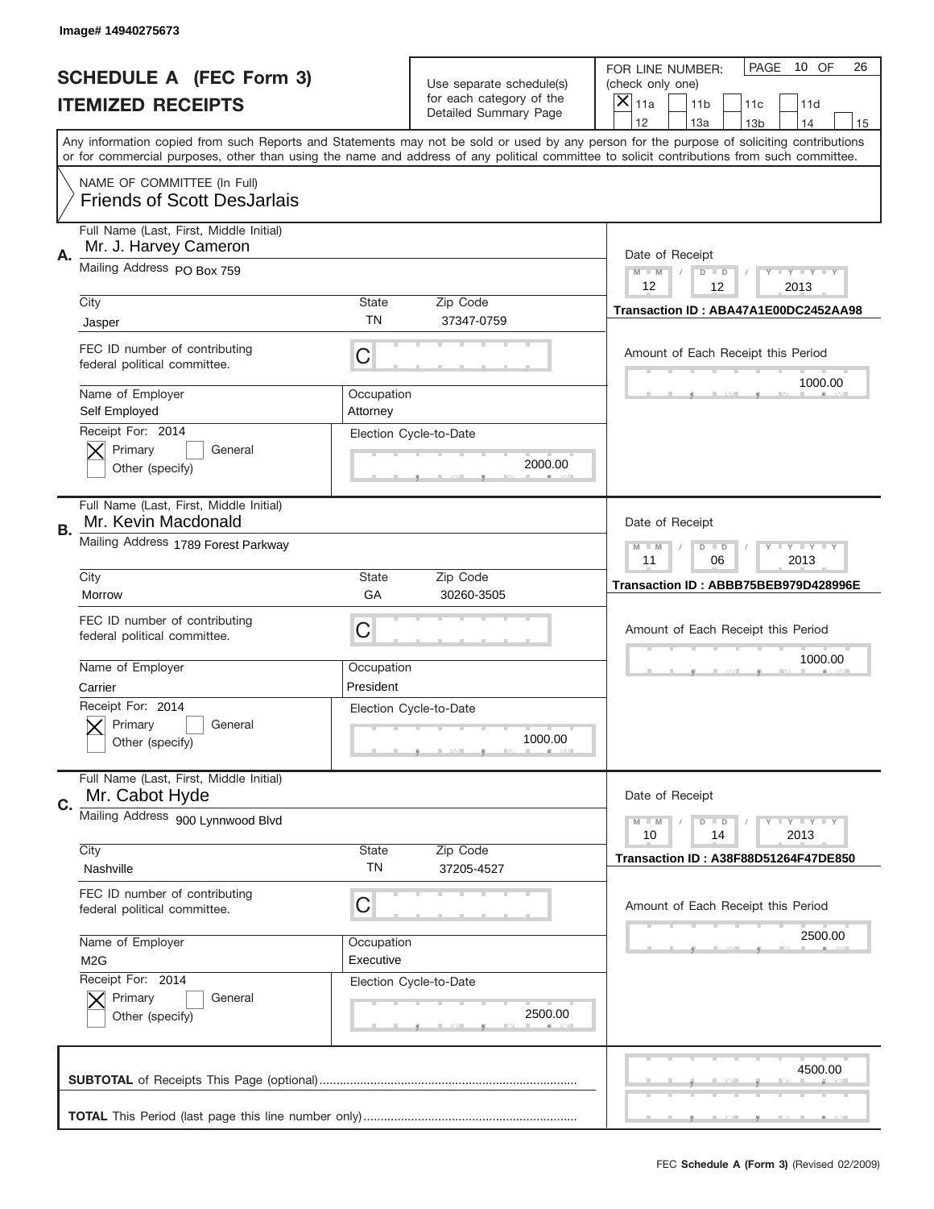Image# 14940275673

# SCHEDULE A (FEC Form 3)
## ITEMIZED RECEIPTS

Use separate schedule(s) for each category of the Detailed Summary Page

FOR LINE NUMBER: (check only one)

[X] 11a [ ] 11b [ ] 11c [ ] 11d [ ] 12 [ ] 13a [ ] 13b [ ] 14 [ ] 15

PAGE 10 OF 26

Any information copied from such Reports and Statements may not be sold or used by any person for the purpose of soliciting contributions or for commercial purposes, other than using the name and address of any political committee to solicit contributions from such committee.

NAME OF COMMITTEE (In Full)
Friends of Scott DesJarlais

---

**A.** Full Name (Last, First, Middle Initial): Mr. J. Harvey Cameron

Mailing Address: PO Box 759

City: Jasper | State: TN | Zip Code: 37347-0759

FEC ID number of contributing federal political committee: C

Name of Employer: Self Employed | Occupation: Attorney

Receipt For: 2014 — [X] Primary [ ] General [ ] Other (specify)

Election Cycle-to-Date: 2000.00

Date of Receipt: 12 / 12 / 2013

Transaction ID : ABA47A1E00DC2452AA98

Amount of Each Receipt this Period: 1000.00

---

**B.** Full Name (Last, First, Middle Initial): Mr. Kevin Macdonald

Mailing Address: 1789 Forest Parkway

City: Morrow | State: GA | Zip Code: 30260-3505

FEC ID number of contributing federal political committee: C

Name of Employer: Carrier | Occupation: President

Receipt For: 2014 — [X] Primary [ ] General [ ] Other (specify)

Election Cycle-to-Date: 1000.00

Date of Receipt: 11 / 06 / 2013

Transaction ID : ABBB75BEB979D428996E

Amount of Each Receipt this Period: 1000.00

---

**C.** Full Name (Last, First, Middle Initial): Mr. Cabot Hyde

Mailing Address: 900 Lynnwood Blvd

City: Nashville | State: TN | Zip Code: 37205-4527

FEC ID number of contributing federal political committee: C

Name of Employer: M2G | Occupation: Executive

Receipt For: 2014 — [X] Primary [ ] General [ ] Other (specify)

Election Cycle-to-Date: 2500.00

Date of Receipt: 10 / 14 / 2013

Transaction ID : A38F88D51264F47DE850

Amount of Each Receipt this Period: 2500.00

---

**SUBTOTAL** of Receipts This Page (optional): 4500.00

**TOTAL** This Period (last page this line number only):

FEC **Schedule A (Form 3)** (Revised 02/2009)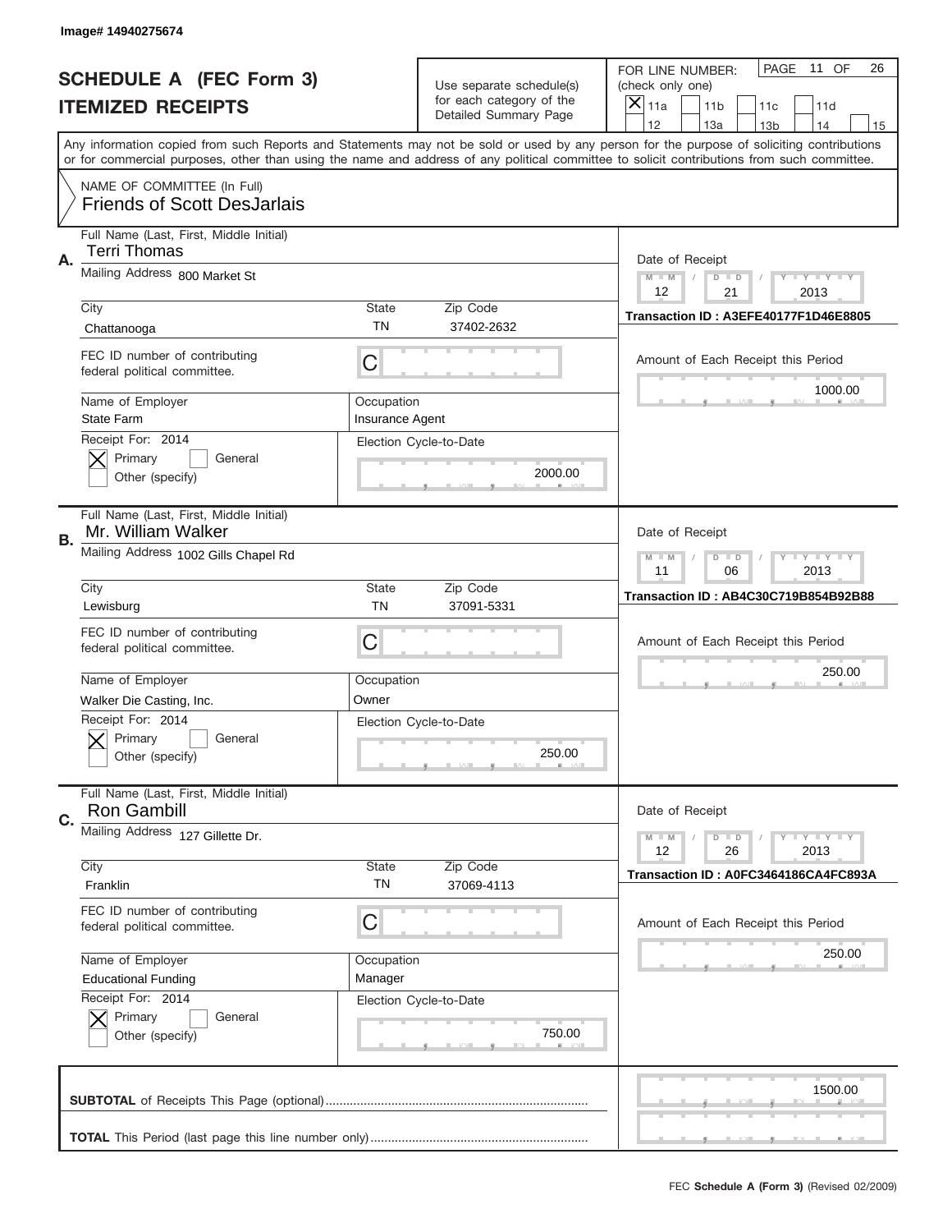Image# 14940275674

# SCHEDULE A (FEC Form 3)
# ITEMIZED RECEIPTS

Use separate schedule(s) for each category of the Detailed Summary Page

FOR LINE NUMBER: (check only one)

[X] 11a [ ] 11b [ ] 11c [ ] 11d [ ] 12 [ ] 13a [ ] 13b [ ] 14 [ ] 15

PAGE 11 OF 26

Any information copied from such Reports and Statements may not be sold or used by any person for the purpose of soliciting contributions or for commercial purposes, other than using the name and address of any political committee to solicit contributions from such committee.

NAME OF COMMITTEE (In Full)
Friends of Scott DesJarlais

## A.

Full Name (Last, First, Middle Initial): Terri Thomas

Mailing Address: 800 Market St

City: Chattanooga | State: TN | Zip Code: 37402-2632

FEC ID number of contributing federal political committee: C

Name of Employer: State Farm

Occupation: Insurance Agent

Receipt For: 2014 — [X] Primary [ ] General [ ] Other (specify)

Election Cycle-to-Date: 2000.00

Date of Receipt: 12 / 21 / 2013

Transaction ID : A3EFE40177F1D46E8805

Amount of Each Receipt this Period: 1000.00

## B.

Full Name (Last, First, Middle Initial): Mr. William Walker

Mailing Address: 1002 Gills Chapel Rd

City: Lewisburg | State: TN | Zip Code: 37091-5331

FEC ID number of contributing federal political committee: C

Name of Employer: Walker Die Casting, Inc.

Occupation: Owner

Receipt For: 2014 — [X] Primary [ ] General [ ] Other (specify)

Election Cycle-to-Date: 250.00

Date of Receipt: 11 / 06 / 2013

Transaction ID : AB4C30C719B854B92B88

Amount of Each Receipt this Period: 250.00

## C.

Full Name (Last, First, Middle Initial): Ron Gambill

Mailing Address: 127 Gillette Dr.

City: Franklin | State: TN | Zip Code: 37069-4113

FEC ID number of contributing federal political committee: C

Name of Employer: Educational Funding

Occupation: Manager

Receipt For: 2014 — [X] Primary [ ] General [ ] Other (specify)

Election Cycle-to-Date: 750.00

Date of Receipt: 12 / 26 / 2013

Transaction ID : A0FC3464186CA4FC893A

Amount of Each Receipt this Period: 250.00

**SUBTOTAL** of Receipts This Page (optional): 1500.00

**TOTAL** This Period (last page this line number only):

FEC **Schedule A (Form 3)** (Revised 02/2009)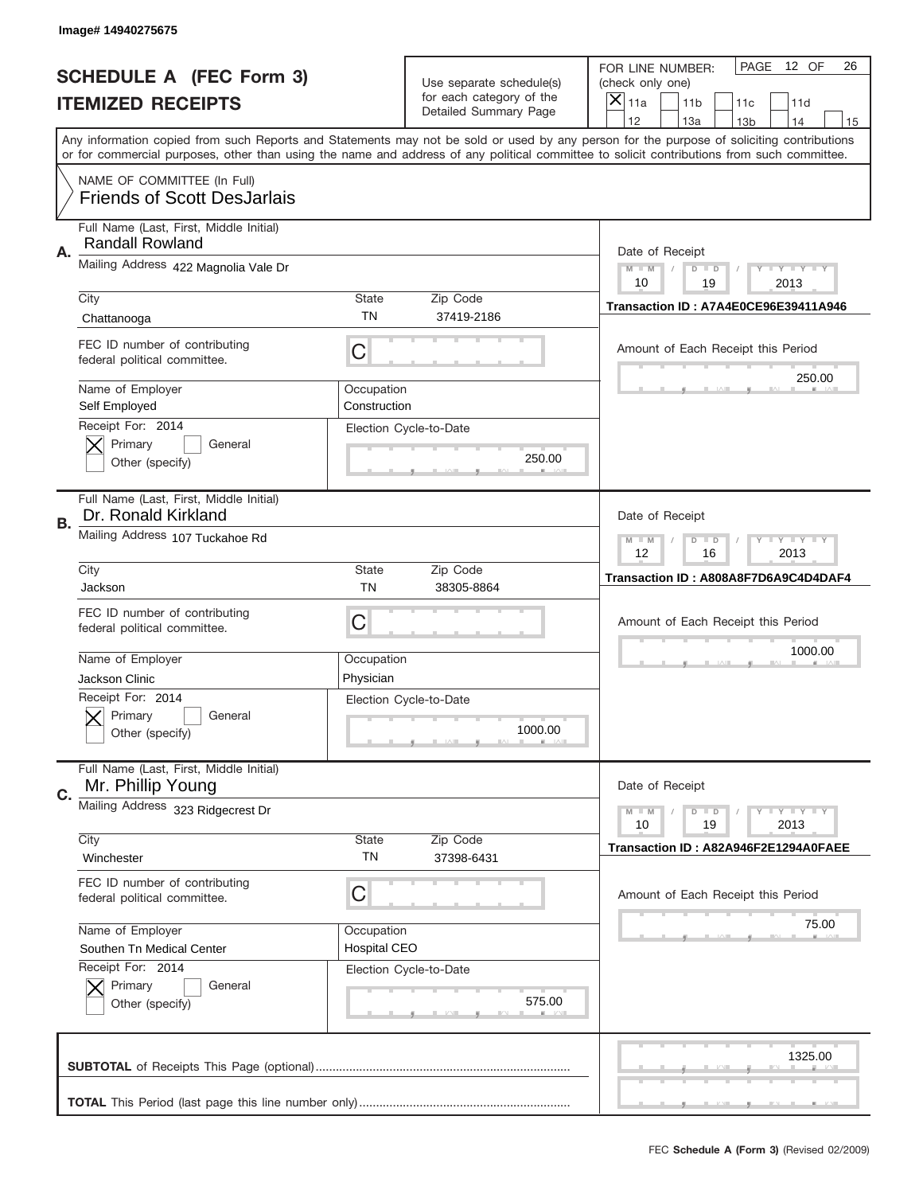Image# 14940275675

# SCHEDULE A (FEC Form 3)
## ITEMIZED RECEIPTS

Use separate schedule(s) for each category of the Detailed Summary Page

FOR LINE NUMBER: (check only one)
[X] 11a [ ] 11b [ ] 11c [ ] 11d [ ] 12 [ ] 13a [ ] 13b [ ] 14 [ ] 15

PAGE 12 OF 26

Any information copied from such Reports and Statements may not be sold or used by any person for the purpose of soliciting contributions or for commercial purposes, other than using the name and address of any political committee to solicit contributions from such committee.

NAME OF COMMITTEE (In Full)
Friends of Scott DesJarlais

---

**A.** Full Name (Last, First, Middle Initial): Randall Rowland

Mailing Address: 422 Magnolia Vale Dr

City: Chattanooga | State: TN | Zip Code: 37419-2186

FEC ID number of contributing federal political committee: C

Name of Employer: Self Employed | Occupation: Construction

Receipt For: 2014 — [X] Primary [ ] General [ ] Other (specify)

Election Cycle-to-Date: 250.00

Date of Receipt: 10 / 19 / 2013

Transaction ID : A7A4E0CE96E39411A946

Amount of Each Receipt this Period: 250.00

---

**B.** Full Name (Last, First, Middle Initial): Dr. Ronald Kirkland

Mailing Address: 107 Tuckahoe Rd

City: Jackson | State: TN | Zip Code: 38305-8864

FEC ID number of contributing federal political committee: C

Name of Employer: Jackson Clinic | Occupation: Physician

Receipt For: 2014 — [X] Primary [ ] General [ ] Other (specify)

Election Cycle-to-Date: 1000.00

Date of Receipt: 12 / 16 / 2013

Transaction ID : A808A8F7D6A9C4D4DAF4

Amount of Each Receipt this Period: 1000.00

---

**C.** Full Name (Last, First, Middle Initial): Mr. Phillip Young

Mailing Address: 323 Ridgecrest Dr

City: Winchester | State: TN | Zip Code: 37398-6431

FEC ID number of contributing federal political committee: C

Name of Employer: Southen Tn Medical Center | Occupation: Hospital CEO

Receipt For: 2014 — [X] Primary [ ] General [ ] Other (specify)

Election Cycle-to-Date: 575.00

Date of Receipt: 10 / 19 / 2013

Transaction ID : A82A946F2E1294A0FAEE

Amount of Each Receipt this Period: 75.00

---

**SUBTOTAL** of Receipts This Page (optional): 1325.00

**TOTAL** This Period (last page this line number only):

FEC **Schedule A (Form 3)** (Revised 02/2009)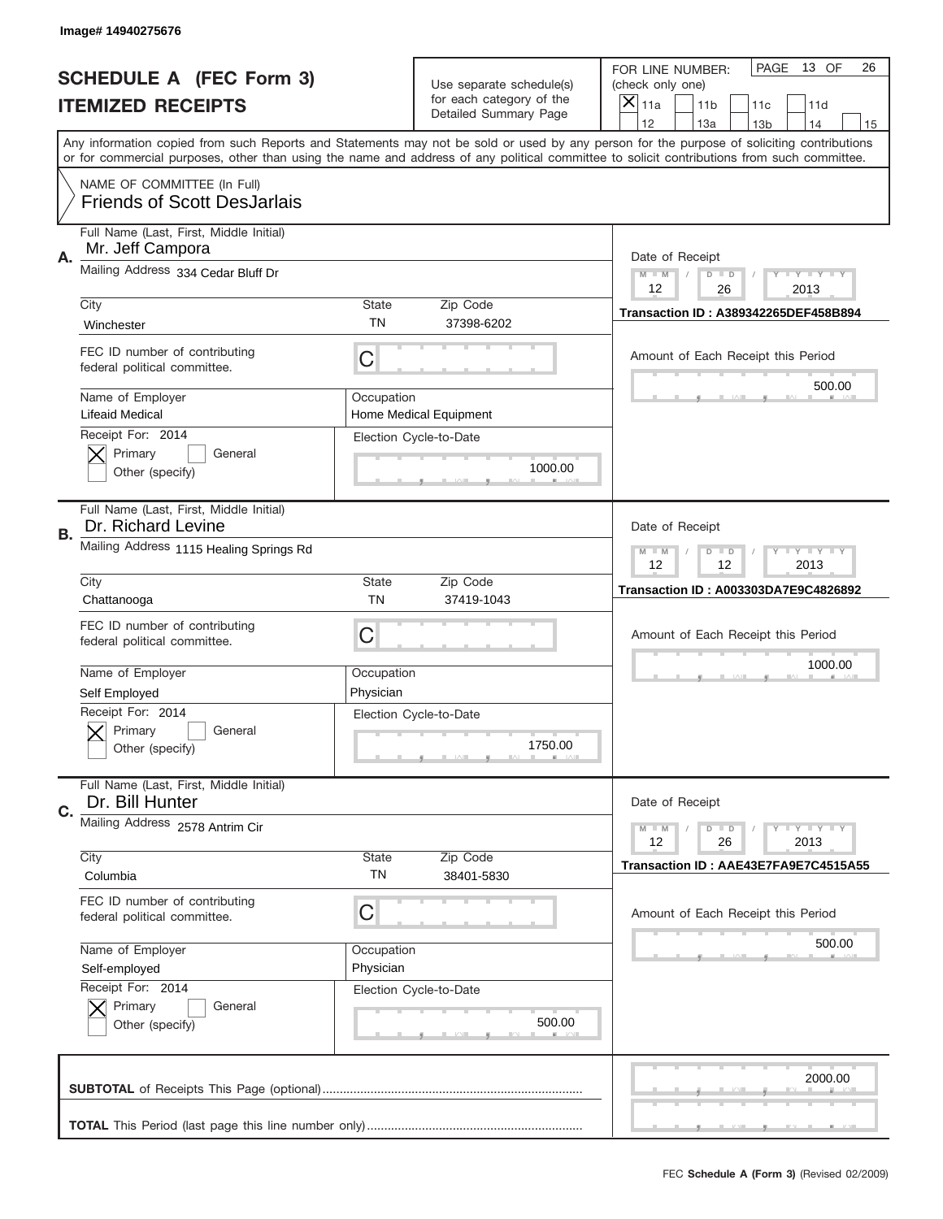Image# 14940275676

# SCHEDULE A (FEC Form 3)
## ITEMIZED RECEIPTS

Use separate schedule(s) for each category of the Detailed Summary Page

FOR LINE NUMBER: (check only one)
[X] 11a  [ ] 11b  [ ] 11c  [ ] 11d  [ ] 12  [ ] 13a  [ ] 13b  [ ] 14  [ ] 15

PAGE 13 OF 26

Any information copied from such Reports and Statements may not be sold or used by any person for the purpose of soliciting contributions or for commercial purposes, other than using the name and address of any political committee to solicit contributions from such committee.

NAME OF COMMITTEE (In Full)
Friends of Scott DesJarlais

---

**A.**
Full Name (Last, First, Middle Initial): Mr. Jeff Campora
Mailing Address: 334 Cedar Bluff Dr
City: Winchester | State: TN | Zip Code: 37398-6202
FEC ID number of contributing federal political committee: C
Name of Employer: Lifeaid Medical
Occupation: Home Medical Equipment
Receipt For: 2014 — [X] Primary [ ] General [ ] Other (specify)
Election Cycle-to-Date: 1000.00
Date of Receipt: 12 / 26 / 2013
Transaction ID : A389342265DEF458B894
Amount of Each Receipt this Period: 500.00

---

**B.**
Full Name (Last, First, Middle Initial): Dr. Richard Levine
Mailing Address: 1115 Healing Springs Rd
City: Chattanooga | State: TN | Zip Code: 37419-1043
FEC ID number of contributing federal political committee: C
Name of Employer: Self Employed
Occupation: Physician
Receipt For: 2014 — [X] Primary [ ] General [ ] Other (specify)
Election Cycle-to-Date: 1750.00
Date of Receipt: 12 / 12 / 2013
Transaction ID : A003303DA7E9C4826892
Amount of Each Receipt this Period: 1000.00

---

**C.**
Full Name (Last, First, Middle Initial): Dr. Bill Hunter
Mailing Address: 2578 Antrim Cir
City: Columbia | State: TN | Zip Code: 38401-5830
FEC ID number of contributing federal political committee: C
Name of Employer: Self-employed
Occupation: Physician
Receipt For: 2014 — [X] Primary [ ] General [ ] Other (specify)
Election Cycle-to-Date: 500.00
Date of Receipt: 12 / 26 / 2013
Transaction ID : AAE43E7FA9E7C4515A55
Amount of Each Receipt this Period: 500.00

---

**SUBTOTAL** of Receipts This Page (optional): 2000.00

**TOTAL** This Period (last page this line number only):

FEC **Schedule A (Form 3)** (Revised 02/2009)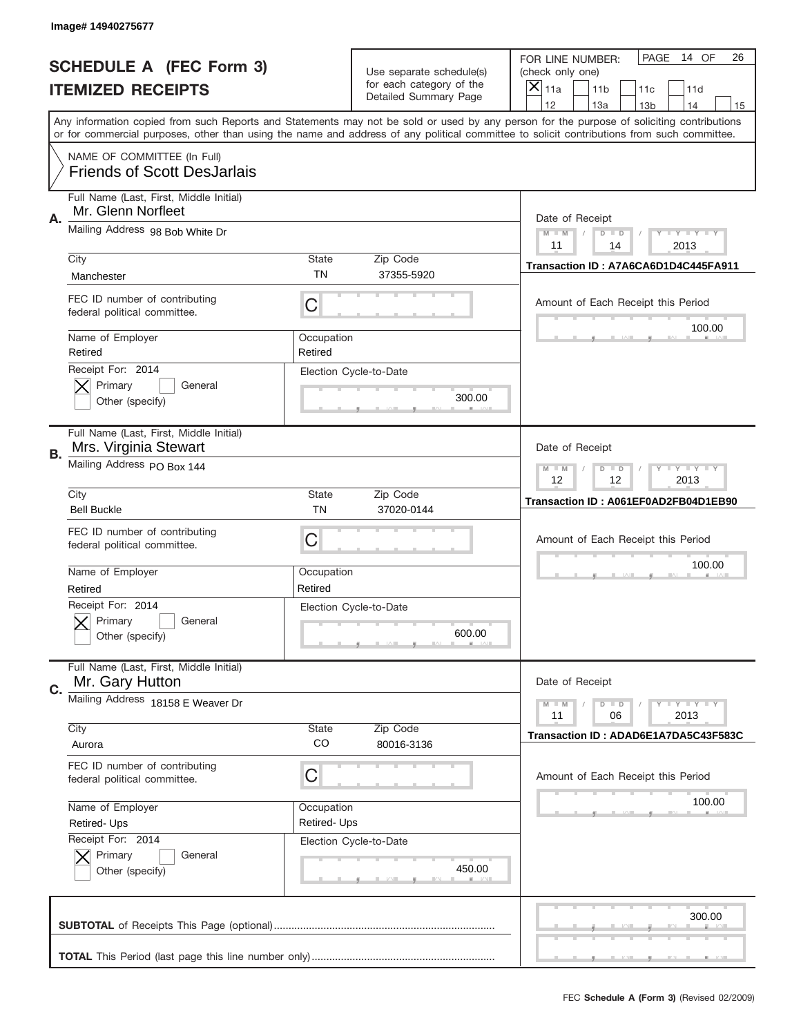Image# 14940275677

# SCHEDULE A (FEC Form 3)
## ITEMIZED RECEIPTS

Use separate schedule(s) for each category of the Detailed Summary Page

FOR LINE NUMBER: (check only one)
[X] 11a [ ] 11b [ ] 11c [ ] 11d [ ] 12 [ ] 13a [ ] 13b [ ] 14 [ ] 15

PAGE 14 OF 26

Any information copied from such Reports and Statements may not be sold or used by any person for the purpose of soliciting contributions or for commercial purposes, other than using the name and address of any political committee to solicit contributions from such committee.

NAME OF COMMITTEE (In Full)
Friends of Scott DesJarlais

---

**A.**

Full Name (Last, First, Middle Initial): Mr. Glenn Norfleet
Mailing Address: 98 Bob White Dr
City: Manchester | State: TN | Zip Code: 37355-5920
FEC ID number of contributing federal political committee: C
Name of Employer: Retired
Occupation: Retired
Receipt For: 2014 — [X] Primary [ ] General [ ] Other (specify)
Election Cycle-to-Date: 300.00

Date of Receipt: 11 / 14 / 2013
Transaction ID : A7A6CA6D1D4C445FA911
Amount of Each Receipt this Period: 100.00

---

**B.**

Full Name (Last, First, Middle Initial): Mrs. Virginia Stewart
Mailing Address: PO Box 144
City: Bell Buckle | State: TN | Zip Code: 37020-0144
FEC ID number of contributing federal political committee: C
Name of Employer: Retired
Occupation: Retired
Receipt For: 2014 — [X] Primary [ ] General [ ] Other (specify)
Election Cycle-to-Date: 600.00

Date of Receipt: 12 / 12 / 2013
Transaction ID : A061EF0AD2FB04D1EB90
Amount of Each Receipt this Period: 100.00

---

**C.**

Full Name (Last, First, Middle Initial): Mr. Gary Hutton
Mailing Address: 18158 E Weaver Dr
City: Aurora | State: CO | Zip Code: 80016-3136
FEC ID number of contributing federal political committee: C
Name of Employer: Retired- Ups
Occupation: Retired- Ups
Receipt For: 2014 — [X] Primary [ ] General [ ] Other (specify)
Election Cycle-to-Date: 450.00

Date of Receipt: 11 / 06 / 2013
Transaction ID : ADAD6E1A7DA5C43F583C
Amount of Each Receipt this Period: 100.00

---

**SUBTOTAL** of Receipts This Page (optional): 300.00

**TOTAL** This Period (last page this line number only):

FEC **Schedule A (Form 3)** (Revised 02/2009)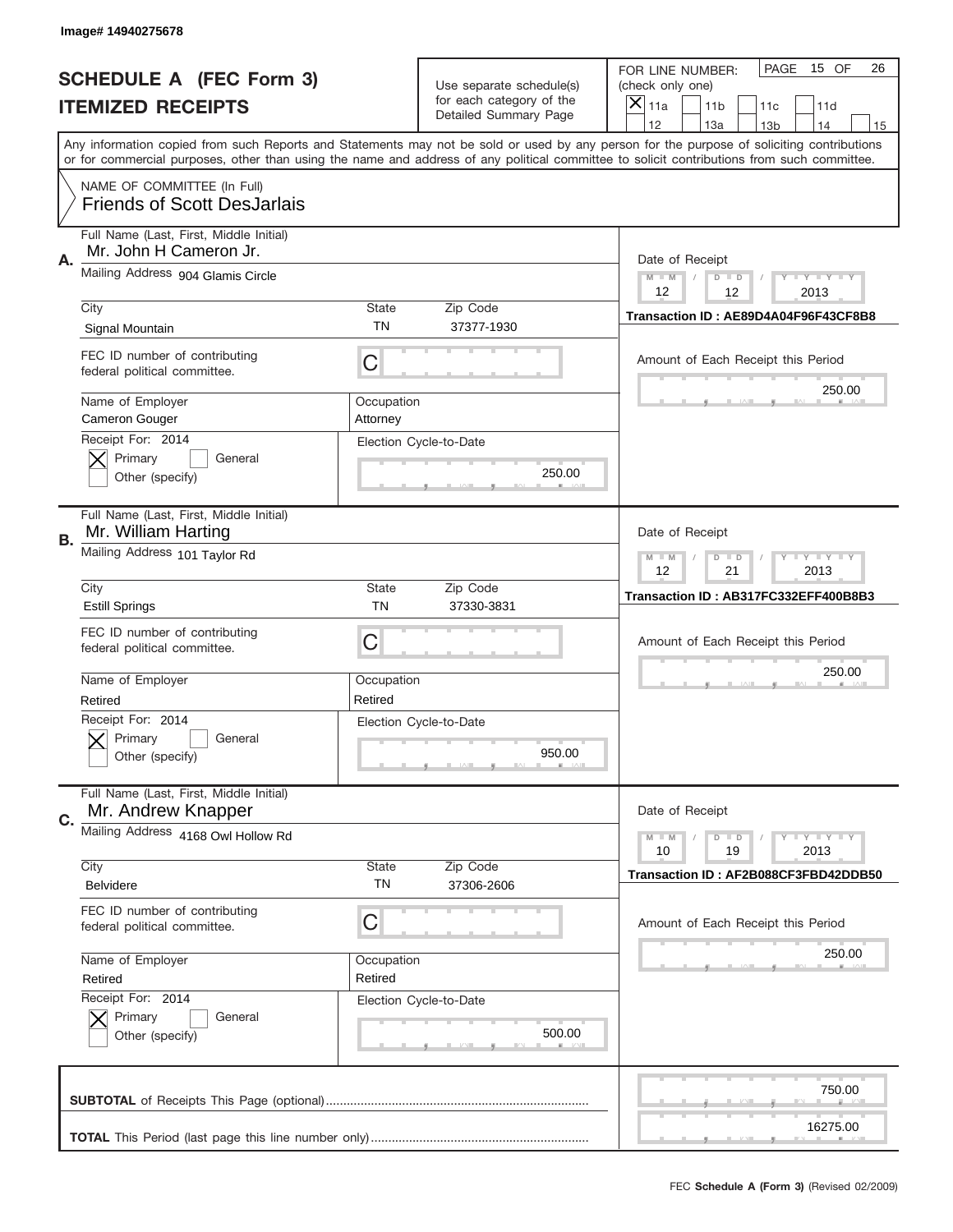Image# 14940275678

# SCHEDULE A (FEC Form 3)
# ITEMIZED RECEIPTS

Use separate schedule(s) for each category of the Detailed Summary Page

FOR LINE NUMBER: (check only one)

[X] 11a [ ] 11b [ ] 11c [ ] 11d [ ] 12 [ ] 13a [ ] 13b [ ] 14 [ ] 15

PAGE 15 OF 26

Any information copied from such Reports and Statements may not be sold or used by any person for the purpose of soliciting contributions or for commercial purposes, other than using the name and address of any political committee to solicit contributions from such committee.

NAME OF COMMITTEE (In Full)
Friends of Scott DesJarlais

## A.

Full Name (Last, First, Middle Initial): Mr. John H Cameron Jr.

Mailing Address: 904 Glamis Circle

City: Signal Mountain | State: TN | Zip Code: 37377-1930

FEC ID number of contributing federal political committee: C

Name of Employer: Cameron Gouger

Occupation: Attorney

Receipt For: 2014 — [X] Primary [ ] General [ ] Other (specify)

Election Cycle-to-Date: 250.00

Date of Receipt: 12 / 12 / 2013

Transaction ID : AE89D4A04F96F43CF8B8

Amount of Each Receipt this Period: 250.00

## B.

Full Name (Last, First, Middle Initial): Mr. William Harting

Mailing Address: 101 Taylor Rd

City: Estill Springs | State: TN | Zip Code: 37330-3831

FEC ID number of contributing federal political committee: C

Name of Employer: Retired

Occupation: Retired

Receipt For: 2014 — [X] Primary [ ] General [ ] Other (specify)

Election Cycle-to-Date: 950.00

Date of Receipt: 12 / 21 / 2013

Transaction ID : AB317FC332EFF400B8B3

Amount of Each Receipt this Period: 250.00

## C.

Full Name (Last, First, Middle Initial): Mr. Andrew Knapper

Mailing Address: 4168 Owl Hollow Rd

City: Belvidere | State: TN | Zip Code: 37306-2606

FEC ID number of contributing federal political committee: C

Name of Employer: Retired

Occupation: Retired

Receipt For: 2014 — [X] Primary [ ] General [ ] Other (specify)

Election Cycle-to-Date: 500.00

Date of Receipt: 10 / 19 / 2013

Transaction ID : AF2B088CF3FBD42DDB50

Amount of Each Receipt this Period: 250.00

**SUBTOTAL** of Receipts This Page (optional): 750.00

**TOTAL** This Period (last page this line number only): 16275.00

FEC **Schedule A (Form 3)** (Revised 02/2009)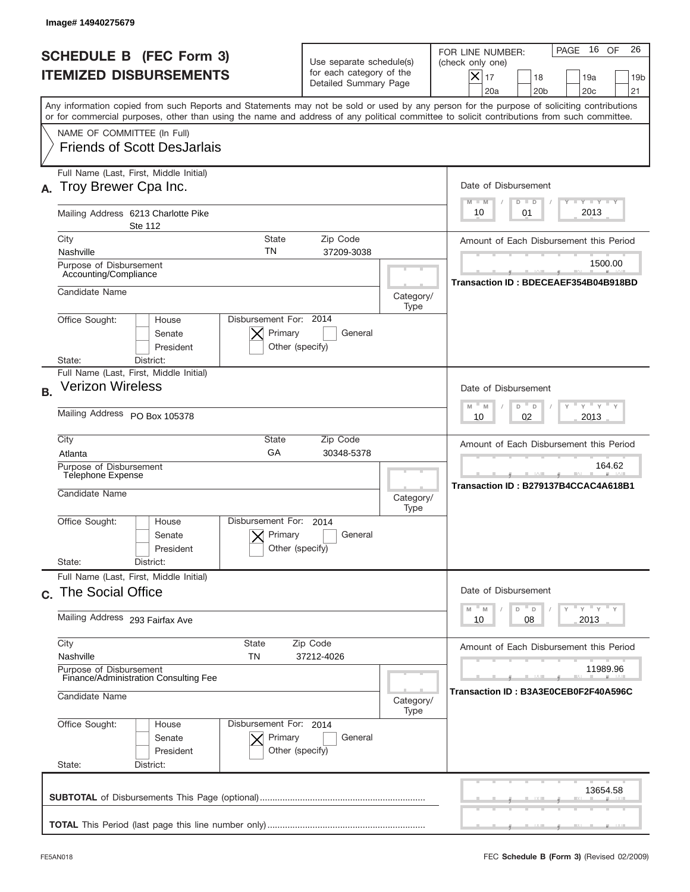Image# 14940275679

# SCHEDULE B (FEC Form 3)
## ITEMIZED DISBURSEMENTS

Use separate schedule(s) for each category of the Detailed Summary Page

FOR LINE NUMBER: (check only one)

[X] 17 [ ] 18 [ ] 19a [ ] 19b [ ] 20a [ ] 20b [ ] 20c [ ] 21

PAGE 16 OF 26

Any information copied from such Reports and Statements may not be sold or used by any person for the purpose of soliciting contributions or for commercial purposes, other than using the name and address of any political committee to solicit contributions from such committee.

NAME OF COMMITTEE (In Full)
Friends of Scott DesJarlais

---

**A.** Full Name (Last, First, Middle Initial): Troy Brewer Cpa Inc.

Mailing Address: 6213 Charlotte Pike Ste 112

City: Nashville | State: TN | Zip Code: 37209-3038

Purpose of Disbursement: Accounting/Compliance

Candidate Name:

Category/Type:

Office Sought: [ ] House [ ] Senate [ ] President

State: District:

Disbursement For: 2014 [X] Primary [ ] General [ ] Other (specify)

Date of Disbursement: 10/01/2013

Amount of Each Disbursement this Period: 1500.00

Transaction ID : BDECEAEF354B04B918BD

---

**B.** Full Name (Last, First, Middle Initial): Verizon Wireless

Mailing Address: PO Box 105378

City: Atlanta | State: GA | Zip Code: 30348-5378

Purpose of Disbursement: Telephone Expense

Candidate Name:

Category/Type:

Office Sought: [ ] House [ ] Senate [ ] President

State: District:

Disbursement For: 2014 [X] Primary [ ] General [ ] Other (specify)

Date of Disbursement: 10/02/2013

Amount of Each Disbursement this Period: 164.62

Transaction ID : B279137B4CCAC4A618B1

---

**C.** Full Name (Last, First, Middle Initial): The Social Office

Mailing Address: 293 Fairfax Ave

City: Nashville | State: TN | Zip Code: 37212-4026

Purpose of Disbursement: Finance/Administration Consulting Fee

Candidate Name:

Category/Type:

Office Sought: [ ] House [ ] Senate [ ] President

State: District:

Disbursement For: 2014 [X] Primary [ ] General [ ] Other (specify)

Date of Disbursement: 10/08/2013

Amount of Each Disbursement this Period: 11989.96

Transaction ID : B3A3E0CEB0F2F40A596C

---

**SUBTOTAL** of Disbursements This Page (optional): 13654.58

**TOTAL** This Period (last page this line number only):

FE5AN018 FEC **Schedule B (Form 3)** (Revised 02/2009)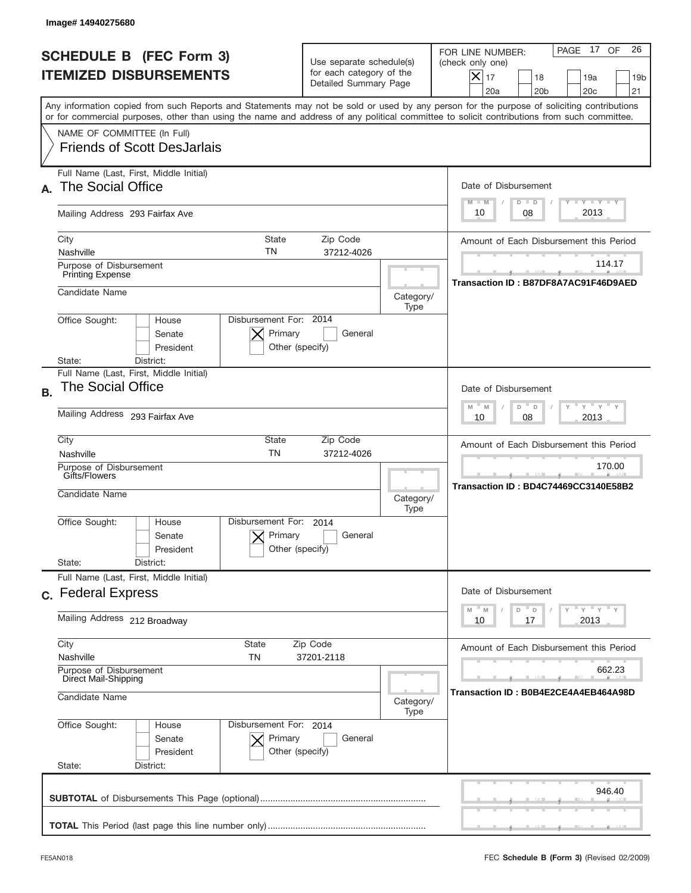Image# 14940275680

# SCHEDULE B (FEC Form 3)
## ITEMIZED DISBURSEMENTS

Use separate schedule(s) for each category of the Detailed Summary Page

FOR LINE NUMBER: (check only one)
[X] 17 [ ] 18 [ ] 19a [ ] 19b [ ] 20a [ ] 20b [ ] 20c [ ] 21

PAGE 17 OF 26

Any information copied from such Reports and Statements may not be sold or used by any person for the purpose of soliciting contributions or for commercial purposes, other than using the name and address of any political committee to solicit contributions from such committee.

NAME OF COMMITTEE (In Full)
Friends of Scott DesJarlais

---

**A.** Full Name (Last, First, Middle Initial): The Social Office

Mailing Address: 293 Fairfax Ave

City: Nashville | State: TN | Zip Code: 37212-4026

Purpose of Disbursement: Printing Expense

Candidate Name:

Category/Type:

Office Sought: [ ] House [ ] Senate [ ] President

State: District:

Disbursement For: 2014 [X] Primary [ ] General [ ] Other (specify)

Date of Disbursement: 10/08/2013

Amount of Each Disbursement this Period: 114.17

Transaction ID : B87DF8A7AC91F46D9AED

---

**B.** Full Name (Last, First, Middle Initial): The Social Office

Mailing Address: 293 Fairfax Ave

City: Nashville | State: TN | Zip Code: 37212-4026

Purpose of Disbursement: Gifts/Flowers

Candidate Name:

Category/Type:

Office Sought: [ ] House [ ] Senate [ ] President

State: District:

Disbursement For: 2014 [X] Primary [ ] General [ ] Other (specify)

Date of Disbursement: 10/08/2013

Amount of Each Disbursement this Period: 170.00

Transaction ID : BD4C74469CC3140E58B2

---

**C.** Full Name (Last, First, Middle Initial): Federal Express

Mailing Address: 212 Broadway

City: Nashville | State: TN | Zip Code: 37201-2118

Purpose of Disbursement: Direct Mail-Shipping

Candidate Name:

Category/Type:

Office Sought: [ ] House [ ] Senate [ ] President

State: District:

Disbursement For: 2014 [X] Primary [ ] General [ ] Other (specify)

Date of Disbursement: 10/17/2013

Amount of Each Disbursement this Period: 662.23

Transaction ID : B0B4E2CE4A4EB464A98D

---

**SUBTOTAL** of Disbursements This Page (optional): 946.40

**TOTAL** This Period (last page this line number only):

FE5AN018

FEC **Schedule B (Form 3)** (Revised 02/2009)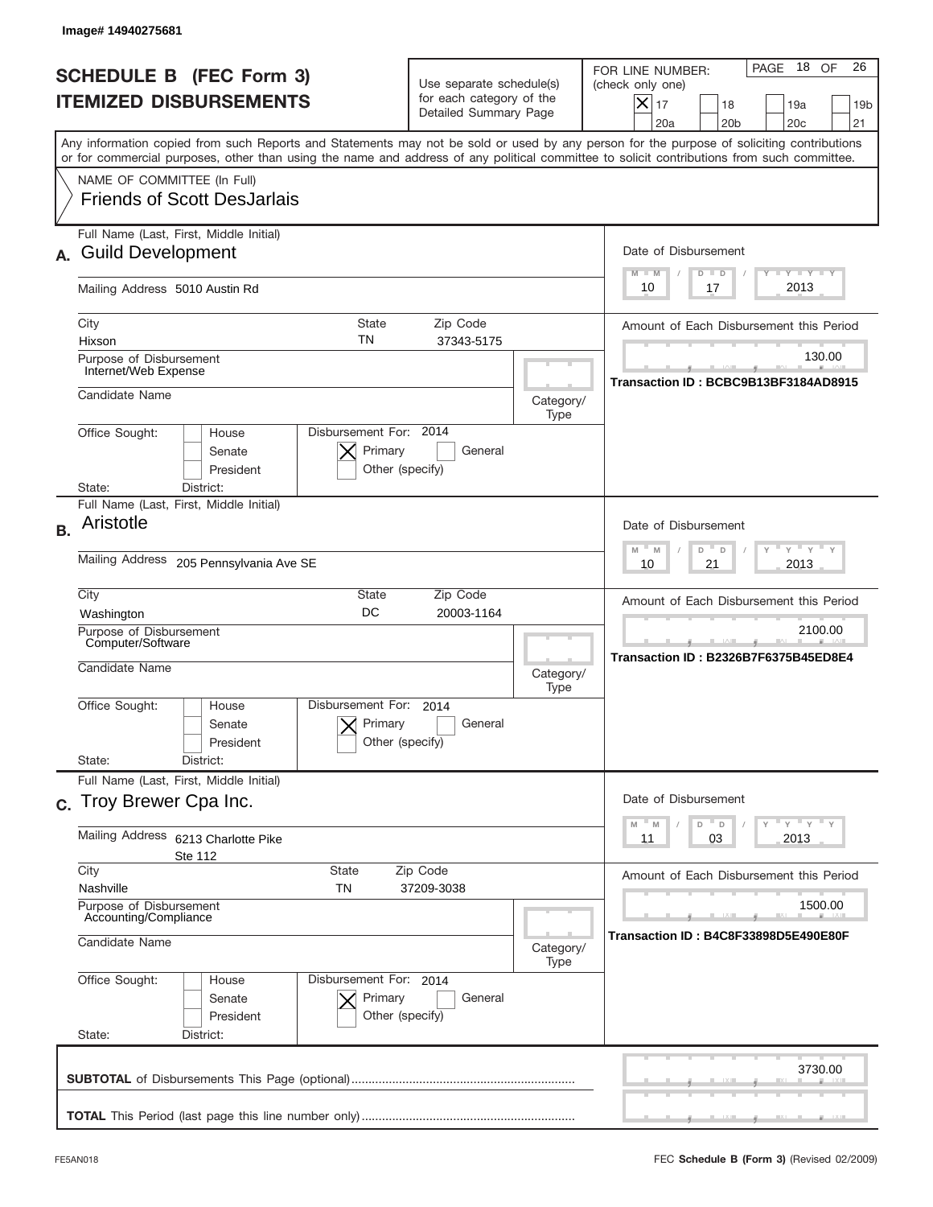Image# 14940275681

# SCHEDULE B (FEC Form 3)
## ITEMIZED DISBURSEMENTS

Use separate schedule(s) for each category of the Detailed Summary Page

FOR LINE NUMBER: (check only one)

- [X] 17
- [ ] 18
- [ ] 19a
- [ ] 19b
- [ ] 20a
- [ ] 20b
- [ ] 20c
- [ ] 21

PAGE 18 OF 26

Any information copied from such Reports and Statements may not be sold or used by any person for the purpose of soliciting contributions or for commercial purposes, other than using the name and address of any political committee to solicit contributions from such committee.

NAME OF COMMITTEE (In Full)
Friends of Scott DesJarlais

---

**A.** Full Name (Last, First, Middle Initial): Guild Development

Mailing Address: 5010 Austin Rd

City: Hixson | State: TN | Zip Code: 37343-5175

Purpose of Disbursement: Internet/Web Expense

Candidate Name:

Category/Type:

Office Sought: [ ] House [ ] Senate [ ] President

State: District:

Disbursement For: 2014 [X] Primary [ ] General [ ] Other (specify)

Date of Disbursement: 10/17/2013

Amount of Each Disbursement this Period: 130.00

Transaction ID : BCBC9B13BF3184AD8915

---

**B.** Full Name (Last, First, Middle Initial): Aristotle

Mailing Address: 205 Pennsylvania Ave SE

City: Washington | State: DC | Zip Code: 20003-1164

Purpose of Disbursement: Computer/Software

Candidate Name:

Category/Type:

Office Sought: [ ] House [ ] Senate [ ] President

State: District:

Disbursement For: 2014 [X] Primary [ ] General [ ] Other (specify)

Date of Disbursement: 10/21/2013

Amount of Each Disbursement this Period: 2100.00

Transaction ID : B2326B7F6375B45ED8E4

---

**C.** Full Name (Last, First, Middle Initial): Troy Brewer Cpa Inc.

Mailing Address: 6213 Charlotte Pike, Ste 112

City: Nashville | State: TN | Zip Code: 37209-3038

Purpose of Disbursement: Accounting/Compliance

Candidate Name:

Category/Type:

Office Sought: [ ] House [ ] Senate [ ] President

State: District:

Disbursement For: 2014 [X] Primary [ ] General [ ] Other (specify)

Date of Disbursement: 11/03/2013

Amount of Each Disbursement this Period: 1500.00

Transaction ID : B4C8F33898D5E490E80F

---

**SUBTOTAL** of Disbursements This Page (optional): 3730.00

**TOTAL** This Period (last page this line number only):

FE5AN018 FEC **Schedule B (Form 3)** (Revised 02/2009)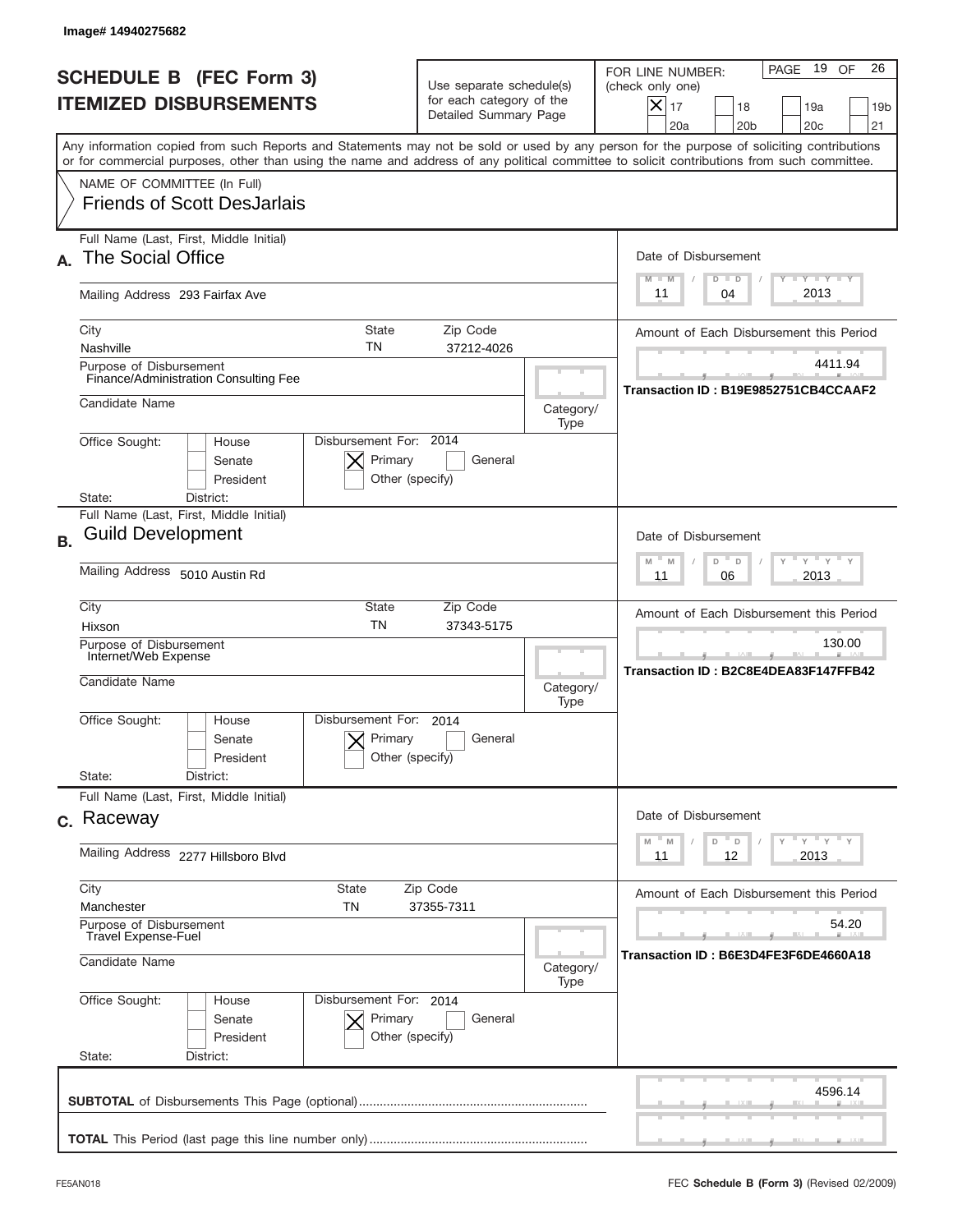Image# 14940275682

# SCHEDULE B (FEC Form 3)
## ITEMIZED DISBURSEMENTS

Use separate schedule(s) for each category of the Detailed Summary Page

FOR LINE NUMBER: (check only one)

- [X] 17
- [ ] 18
- [ ] 19a
- [ ] 19b
- [ ] 20a
- [ ] 20b
- [ ] 20c
- [ ] 21

PAGE 19 OF 26

Any information copied from such Reports and Statements may not be sold or used by any person for the purpose of soliciting contributions or for commercial purposes, other than using the name and address of any political committee to solicit contributions from such committee.

NAME OF COMMITTEE (In Full)
Friends of Scott DesJarlais

---

**A.** Full Name (Last, First, Middle Initial): The Social Office

Mailing Address: 293 Fairfax Ave

City: Nashville | State: TN | Zip Code: 37212-4026

Purpose of Disbursement: Finance/Administration Consulting Fee

Candidate Name:

Category/Type:

Office Sought: [ ] House [ ] Senate [ ] President

State: District:

Disbursement For: 2014 [X] Primary [ ] General [ ] Other (specify)

Date of Disbursement: 11/04/2013

Amount of Each Disbursement this Period: 4411.94

Transaction ID : B19E9852751CB4CCAAF2

---

**B.** Full Name (Last, First, Middle Initial): Guild Development

Mailing Address: 5010 Austin Rd

City: Hixson | State: TN | Zip Code: 37343-5175

Purpose of Disbursement: Internet/Web Expense

Candidate Name:

Category/Type:

Office Sought: [ ] House [ ] Senate [ ] President

State: District:

Disbursement For: 2014 [X] Primary [ ] General [ ] Other (specify)

Date of Disbursement: 11/06/2013

Amount of Each Disbursement this Period: 130.00

Transaction ID : B2C8E4DEA83F147FFB42

---

**C.** Full Name (Last, First, Middle Initial): Raceway

Mailing Address: 2277 Hillsboro Blvd

City: Manchester | State: TN | Zip Code: 37355-7311

Purpose of Disbursement: Travel Expense-Fuel

Candidate Name:

Category/Type:

Office Sought: [ ] House [ ] Senate [ ] President

State: District:

Disbursement For: 2014 [X] Primary [ ] General [ ] Other (specify)

Date of Disbursement: 11/12/2013

Amount of Each Disbursement this Period: 54.20

Transaction ID : B6E3D4FE3F6DE4660A18

---

**SUBTOTAL** of Disbursements This Page (optional): 4596.14

**TOTAL** This Period (last page this line number only):

FE5AN018 | FEC **Schedule B (Form 3)** (Revised 02/2009)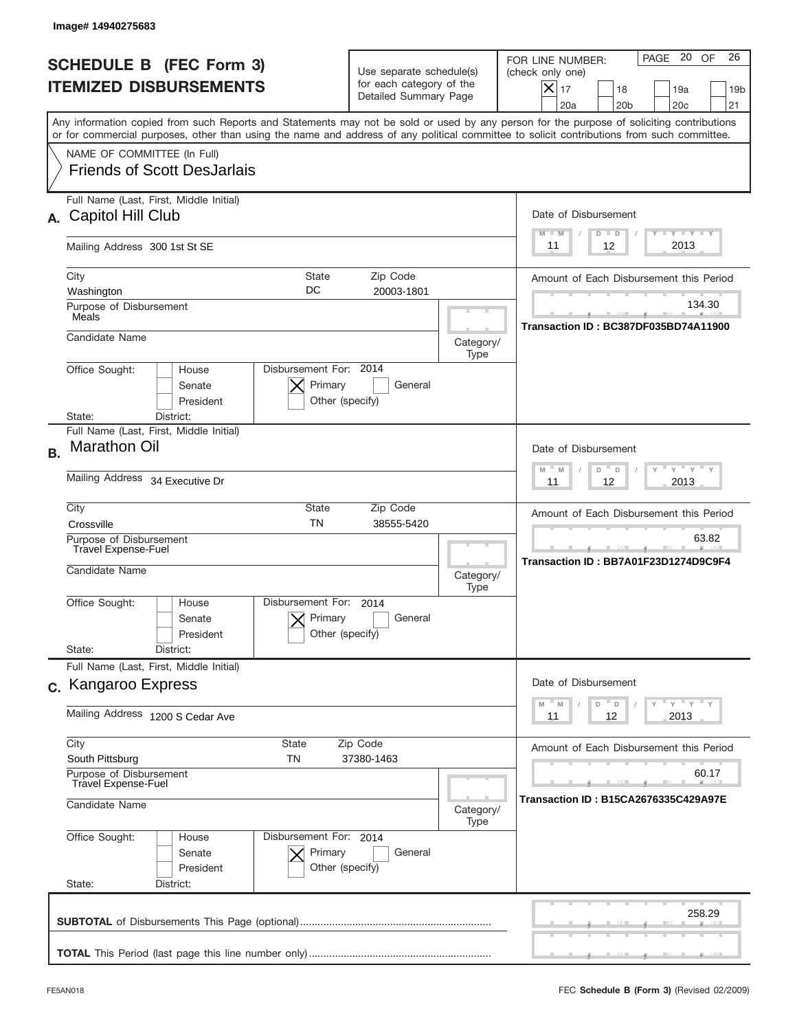Image# 14940275683

# SCHEDULE B (FEC Form 3)
# ITEMIZED DISBURSEMENTS

Use separate schedule(s) for each category of the Detailed Summary Page

FOR LINE NUMBER: (check only one)

- [x] 17
- [ ] 18
- [ ] 19a
- [ ] 19b
- [ ] 20a
- [ ] 20b
- [ ] 20c
- [ ] 21

Any information copied from such Reports and Statements may not be sold or used by any person for the purpose of soliciting contributions or for commercial purposes, other than using the name and address of any political committee to solicit contributions from such committee.

NAME OF COMMITTEE (In Full)
Friends of Scott DesJarlais

## A.

Full Name (Last, First, Middle Initial): Capitol Hill Club

Mailing Address: 300 1st St SE

| City | State | Zip Code |
|---|---|---|
| Washington | DC | 20003-1801 |

Purpose of Disbursement: Meals

Candidate Name:

Category/Type:

Office Sought: House / Senate / President

Disbursement For: 2014 — [x] Primary [ ] General [ ] Other (specify)

State: District:

Date of Disbursement: 11 / 12 / 2013

Amount of Each Disbursement this Period: 134.30

Transaction ID : BC387DF035BD74A11900

## B.

Full Name (Last, First, Middle Initial): Marathon Oil

Mailing Address: 34 Executive Dr

| City | State | Zip Code |
|---|---|---|
| Crossville | TN | 38555-5420 |

Purpose of Disbursement: Travel Expense-Fuel

Candidate Name:

Category/Type:

Office Sought: House / Senate / President

Disbursement For: 2014 — [x] Primary [ ] General [ ] Other (specify)

State: District:

Date of Disbursement: 11 / 12 / 2013

Amount of Each Disbursement this Period: 63.82

Transaction ID : BB7A01F23D1274D9C9F4

## C.

Full Name (Last, First, Middle Initial): Kangaroo Express

Mailing Address: 1200 S Cedar Ave

| City | State | Zip Code |
|---|---|---|
| South Pittsburg | TN | 37380-1463 |

Purpose of Disbursement: Travel Expense-Fuel

Candidate Name:

Category/Type:

Office Sought: House / Senate / President

Disbursement For: 2014 — [x] Primary [ ] General [ ] Other (specify)

State: District:

Date of Disbursement: 11 / 12 / 2013

Amount of Each Disbursement this Period: 60.17

Transaction ID : B15CA2676335C429A97E

**SUBTOTAL** of Disbursements This Page (optional): 258.29

**TOTAL** This Period (last page this line number only):

FE5AN018 — FEC **Schedule B (Form 3)** (Revised 02/2009)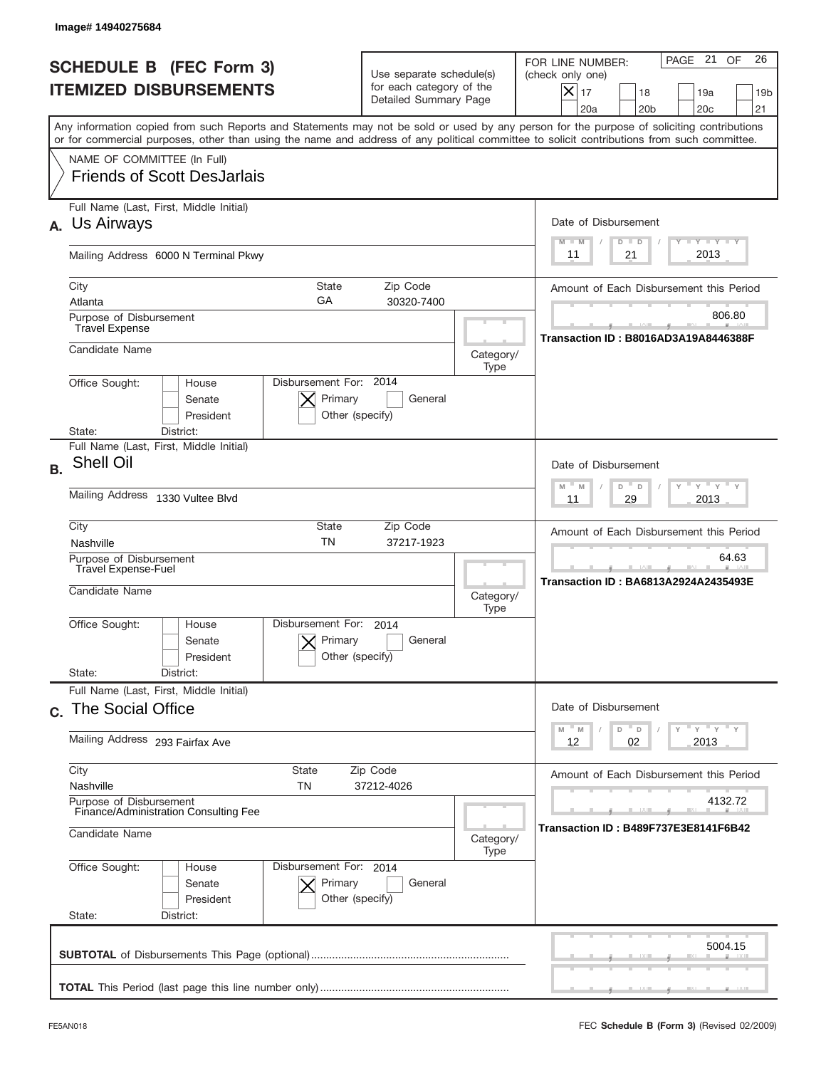Image# 14940275684

# SCHEDULE B (FEC Form 3)
# ITEMIZED DISBURSEMENTS

Use separate schedule(s) for each category of the Detailed Summary Page

FOR LINE NUMBER: (check only one)

- [X] 17
- [ ] 18
- [ ] 19a
- [ ] 19b
- [ ] 20a
- [ ] 20b
- [ ] 20c
- [ ] 21

PAGE 21 OF 26

Any information copied from such Reports and Statements may not be sold or used by any person for the purpose of soliciting contributions or for commercial purposes, other than using the name and address of any political committee to solicit contributions from such committee.

NAME OF COMMITTEE (In Full)
Friends of Scott DesJarlais

---

**A.** Full Name (Last, First, Middle Initial): Us Airways

Mailing Address: 6000 N Terminal Pkwy

City: Atlanta | State: GA | Zip Code: 30320-7400

Purpose of Disbursement: Travel Expense

Candidate Name:

Category/Type:

Office Sought: House / Senate / President

State: | District:

Disbursement For: 2014 — [X] Primary [ ] General [ ] Other (specify)

Date of Disbursement: 11 / 21 / 2013

Amount of Each Disbursement this Period: 806.80

Transaction ID : B8016AD3A19A8446388F

---

**B.** Full Name (Last, First, Middle Initial): Shell Oil

Mailing Address: 1330 Vultee Blvd

City: Nashville | State: TN | Zip Code: 37217-1923

Purpose of Disbursement: Travel Expense-Fuel

Candidate Name:

Category/Type:

Office Sought: House / Senate / President

State: | District:

Disbursement For: 2014 — [X] Primary [ ] General [ ] Other (specify)

Date of Disbursement: 11 / 29 / 2013

Amount of Each Disbursement this Period: 64.63

Transaction ID : BA6813A2924A2435493E

---

**C.** Full Name (Last, First, Middle Initial): The Social Office

Mailing Address: 293 Fairfax Ave

City: Nashville | State: TN | Zip Code: 37212-4026

Purpose of Disbursement: Finance/Administration Consulting Fee

Candidate Name:

Category/Type:

Office Sought: House / Senate / President

State: | District:

Disbursement For: 2014 — [X] Primary [ ] General [ ] Other (specify)

Date of Disbursement: 12 / 02 / 2013

Amount of Each Disbursement this Period: 4132.72

Transaction ID : B489F737E3E8141F6B42

---

**SUBTOTAL** of Disbursements This Page (optional): 5004.15

**TOTAL** This Period (last page this line number only):

FE5AN018 — FEC **Schedule B (Form 3)** (Revised 02/2009)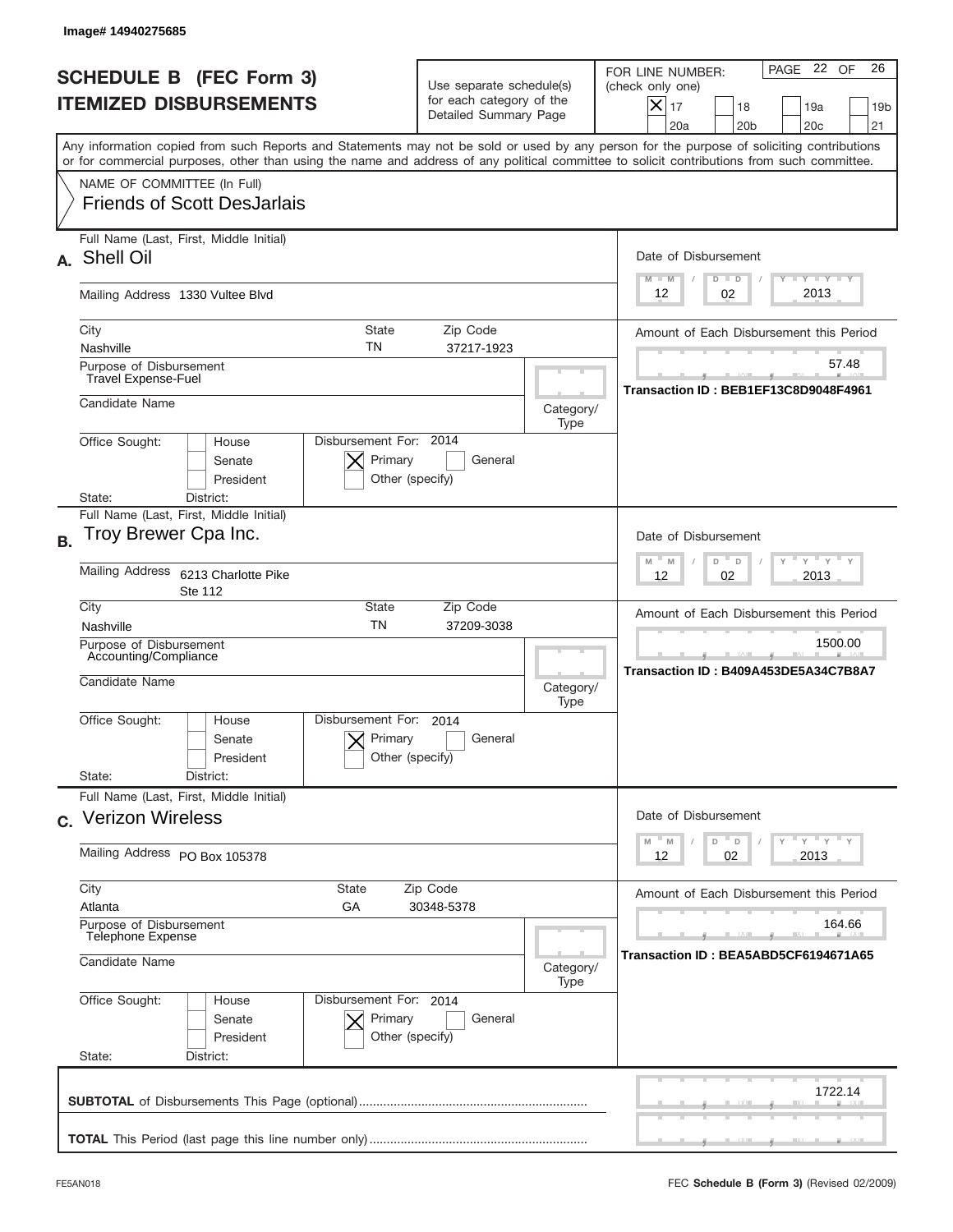Image# 14940275685

# SCHEDULE B (FEC Form 3)
# ITEMIZED DISBURSEMENTS

Use separate schedule(s) for each category of the Detailed Summary Page

FOR LINE NUMBER: (check only one)
[X] 17 [ ] 18 [ ] 19a [ ] 19b [ ] 20a [ ] 20b [ ] 20c [ ] 21

PAGE 22 OF 26

Any information copied from such Reports and Statements may not be sold or used by any person for the purpose of soliciting contributions or for commercial purposes, other than using the name and address of any political committee to solicit contributions from such committee.

NAME OF COMMITTEE (In Full)
Friends of Scott DesJarlais

---

**A.** Full Name (Last, First, Middle Initial): Shell Oil

Mailing Address: 1330 Vultee Blvd

City: Nashville | State: TN | Zip Code: 37217-1923

Purpose of Disbursement: Travel Expense-Fuel

Candidate Name:

Category/Type:

Office Sought: [ ] House [ ] Senate [ ] President

State: District:

Disbursement For: 2014 [X] Primary [ ] General [ ] Other (specify)

Date of Disbursement: 12/02/2013

Amount of Each Disbursement this Period: 57.48

Transaction ID : BEB1EF13C8D9048F4961

---

**B.** Full Name (Last, First, Middle Initial): Troy Brewer Cpa Inc.

Mailing Address: 6213 Charlotte Pike Ste 112

City: Nashville | State: TN | Zip Code: 37209-3038

Purpose of Disbursement: Accounting/Compliance

Candidate Name:

Category/Type:

Office Sought: [ ] House [ ] Senate [ ] President

State: District:

Disbursement For: 2014 [X] Primary [ ] General [ ] Other (specify)

Date of Disbursement: 12/02/2013

Amount of Each Disbursement this Period: 1500.00

Transaction ID : B409A453DE5A34C7B8A7

---

**C.** Full Name (Last, First, Middle Initial): Verizon Wireless

Mailing Address: PO Box 105378

City: Atlanta | State: GA | Zip Code: 30348-5378

Purpose of Disbursement: Telephone Expense

Candidate Name:

Category/Type:

Office Sought: [ ] House [ ] Senate [ ] President

State: District:

Disbursement For: 2014 [X] Primary [ ] General [ ] Other (specify)

Date of Disbursement: 12/02/2013

Amount of Each Disbursement this Period: 164.66

Transaction ID : BEA5ABD5CF6194671A65

---

**SUBTOTAL** of Disbursements This Page (optional): 1722.14

**TOTAL** This Period (last page this line number only):

FE5AN018 FEC **Schedule B (Form 3)** (Revised 02/2009)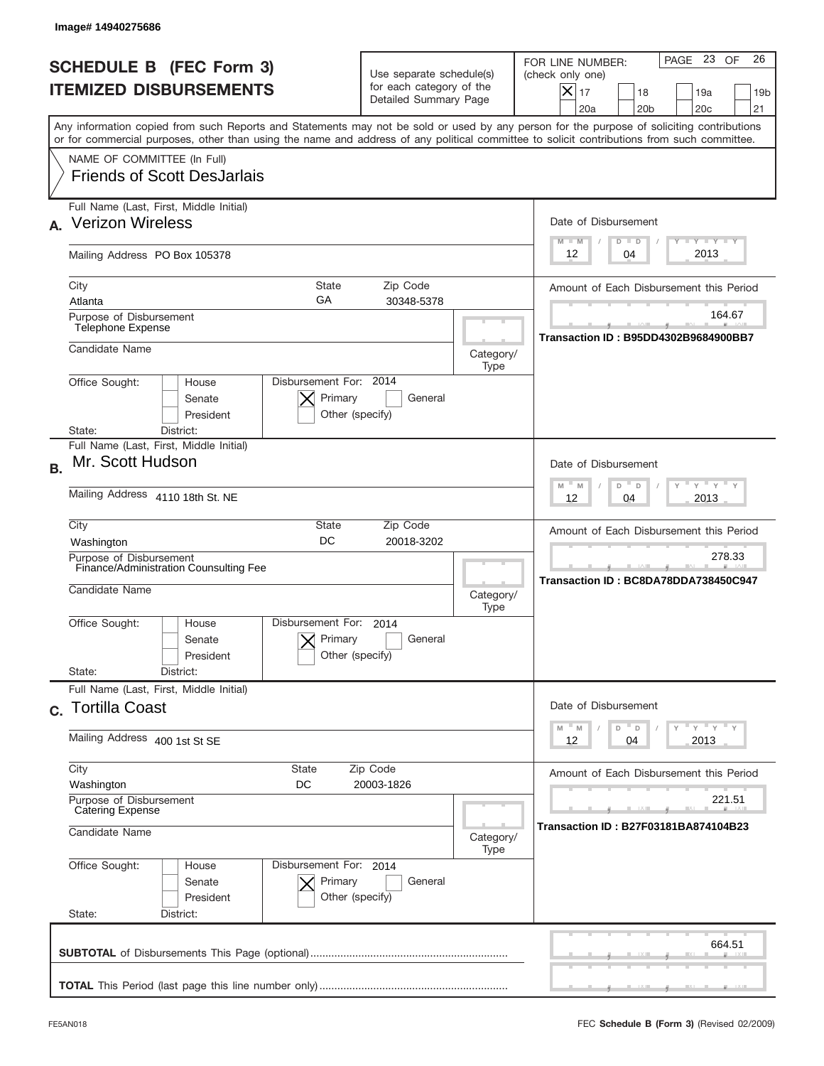Image# 14940275686

# SCHEDULE B (FEC Form 3)
## ITEMIZED DISBURSEMENTS

Use separate schedule(s) for each category of the Detailed Summary Page

FOR LINE NUMBER: (check only one)
[X] 17 [ ] 18 [ ] 19a [ ] 19b [ ] 20a [ ] 20b [ ] 20c [ ] 21

PAGE 23 OF 26

Any information copied from such Reports and Statements may not be sold or used by any person for the purpose of soliciting contributions or for commercial purposes, other than using the name and address of any political committee to solicit contributions from such committee.

NAME OF COMMITTEE (In Full)
Friends of Scott DesJarlais

---

**A.** Full Name (Last, First, Middle Initial): **Verizon Wireless**

Mailing Address: PO Box 105378

City: Atlanta | State: GA | Zip Code: 30348-5378

Purpose of Disbursement: Telephone Expense

Candidate Name:

Category/Type:

Office Sought: [ ] House [ ] Senate [ ] President

State: District:

Disbursement For: 2014 [X] Primary [ ] General [ ] Other (specify)

Date of Disbursement: 12 / 04 / 2013

Amount of Each Disbursement this Period: 164.67

Transaction ID : B95DD4302B9684900BB7

---

**B.** Full Name (Last, First, Middle Initial): **Mr. Scott Hudson**

Mailing Address: 4110 18th St. NE

City: Washington | State: DC | Zip Code: 20018-3202

Purpose of Disbursement: Finance/Administration Counsulting Fee

Candidate Name:

Category/Type:

Office Sought: [ ] House [ ] Senate [ ] President

State: District:

Disbursement For: 2014 [X] Primary [ ] General [ ] Other (specify)

Date of Disbursement: 12 / 04 / 2013

Amount of Each Disbursement this Period: 278.33

Transaction ID : BC8DA78DDA738450C947

---

**C.** Full Name (Last, First, Middle Initial): **Tortilla Coast**

Mailing Address: 400 1st St SE

City: Washington | State: DC | Zip Code: 20003-1826

Purpose of Disbursement: Catering Expense

Candidate Name:

Category/Type:

Office Sought: [ ] House [ ] Senate [ ] President

State: District:

Disbursement For: 2014 [X] Primary [ ] General [ ] Other (specify)

Date of Disbursement: 12 / 04 / 2013

Amount of Each Disbursement this Period: 221.51

Transaction ID : B27F03181BA874104B23

---

**SUBTOTAL** of Disbursements This Page (optional): 664.51

**TOTAL** This Period (last page this line number only):

FE5AN018 FEC **Schedule B (Form 3)** (Revised 02/2009)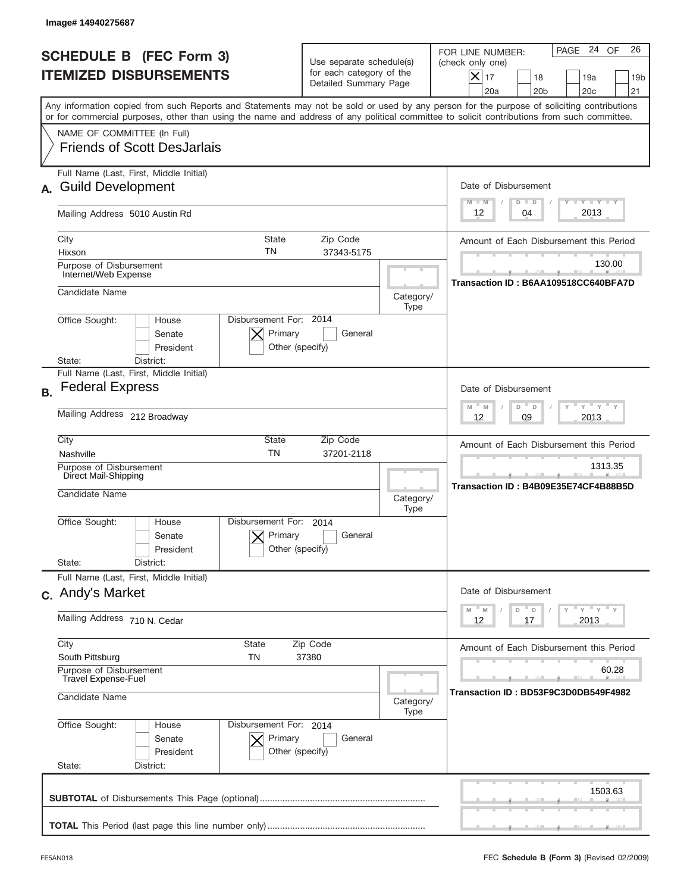Image# 14940275687

# SCHEDULE B (FEC Form 3)
## ITEMIZED DISBURSEMENTS

Use separate schedule(s) for each category of the Detailed Summary Page

FOR LINE NUMBER: (check only one)

- [X] 17
- [ ] 18
- [ ] 19a
- [ ] 19b
- [ ] 20a
- [ ] 20b
- [ ] 20c
- [ ] 21

PAGE 24 OF 26

Any information copied from such Reports and Statements may not be sold or used by any person for the purpose of soliciting contributions or for commercial purposes, other than using the name and address of any political committee to solicit contributions from such committee.

NAME OF COMMITTEE (In Full)
Friends of Scott DesJarlais

---

**A.** Full Name (Last, First, Middle Initial): **Guild Development**

Mailing Address: 5010 Austin Rd

City: Hixson | State: TN | Zip Code: 37343-5175

Purpose of Disbursement: Internet/Web Expense

Candidate Name:

Category/Type:

Office Sought: [ ] House [ ] Senate [ ] President

State: District:

Disbursement For: 2014 [X] Primary [ ] General [ ] Other (specify)

Date of Disbursement: 12/04/2013

Amount of Each Disbursement this Period: 130.00

Transaction ID : B6AA109518CC640BFA7D

---

**B.** Full Name (Last, First, Middle Initial): **Federal Express**

Mailing Address: 212 Broadway

City: Nashville | State: TN | Zip Code: 37201-2118

Purpose of Disbursement: Direct Mail-Shipping

Candidate Name:

Category/Type:

Office Sought: [ ] House [ ] Senate [ ] President

State: District:

Disbursement For: 2014 [X] Primary [ ] General [ ] Other (specify)

Date of Disbursement: 12/09/2013

Amount of Each Disbursement this Period: 1313.35

Transaction ID : B4B09E35E74CF4B88B5D

---

**C.** Full Name (Last, First, Middle Initial): **Andy's Market**

Mailing Address: 710 N. Cedar

City: South Pittsburg | State: TN | Zip Code: 37380

Purpose of Disbursement: Travel Expense-Fuel

Candidate Name:

Category/Type:

Office Sought: [ ] House [ ] Senate [ ] President

State: District:

Disbursement For: 2014 [X] Primary [ ] General [ ] Other (specify)

Date of Disbursement: 12/17/2013

Amount of Each Disbursement this Period: 60.28

Transaction ID : BD53F9C3D0DB549F4982

---

**SUBTOTAL** of Disbursements This Page (optional): 1503.63

**TOTAL** This Period (last page this line number only):

FE5AN018 FEC **Schedule B (Form 3)** (Revised 02/2009)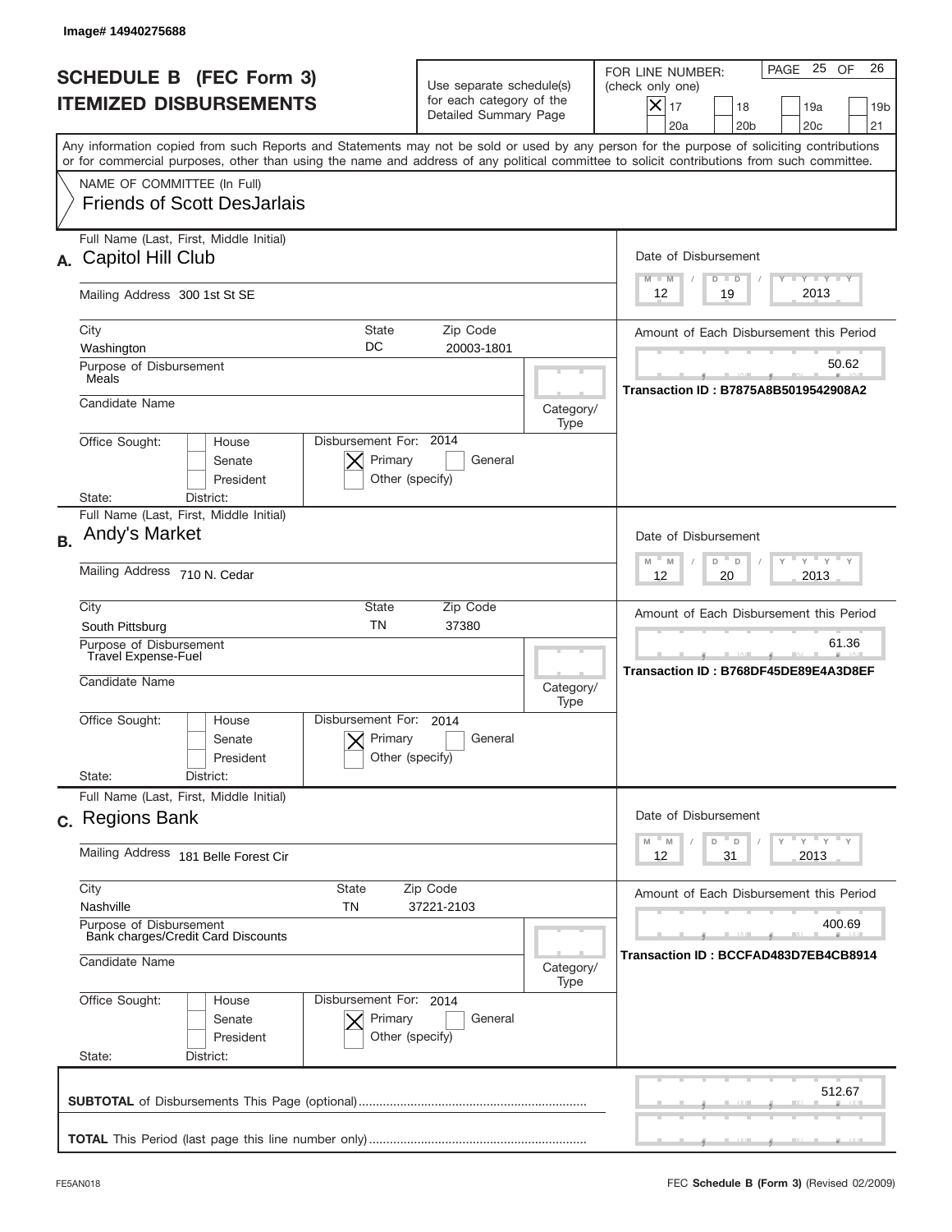Image# 14940275688

# SCHEDULE B (FEC Form 3)
# ITEMIZED DISBURSEMENTS

Use separate schedule(s) for each category of the Detailed Summary Page

FOR LINE NUMBER: (check only one)

[X] 17 [ ] 18 [ ] 19a [ ] 19b [ ] 20a [ ] 20b [ ] 20c [ ] 21

PAGE 25 OF 26

Any information copied from such Reports and Statements may not be sold or used by any person for the purpose of soliciting contributions or for commercial purposes, other than using the name and address of any political committee to solicit contributions from such committee.

NAME OF COMMITTEE (In Full)
Friends of Scott DesJarlais

## A.

Full Name (Last, First, Middle Initial): Capitol Hill Club

Mailing Address: 300 1st St SE

City: Washington | State: DC | Zip Code: 20003-1801

Purpose of Disbursement: Meals

Candidate Name:

Category/Type:

Office Sought: [ ] House [ ] Senate [ ] President

State: District:

Disbursement For: 2014 [X] Primary [ ] General [ ] Other (specify)

Date of Disbursement: 12 / 19 / 2013

Amount of Each Disbursement this Period: 50.62

Transaction ID : B7875A8B5019542908A2

## B.

Full Name (Last, First, Middle Initial): Andy's Market

Mailing Address: 710 N. Cedar

City: South Pittsburg | State: TN | Zip Code: 37380

Purpose of Disbursement: Travel Expense-Fuel

Candidate Name:

Category/Type:

Office Sought: [ ] House [ ] Senate [ ] President

State: District:

Disbursement For: 2014 [X] Primary [ ] General [ ] Other (specify)

Date of Disbursement: 12 / 20 / 2013

Amount of Each Disbursement this Period: 61.36

Transaction ID : B768DF45DE89E4A3D8EF

## C.

Full Name (Last, First, Middle Initial): Regions Bank

Mailing Address: 181 Belle Forest Cir

City: Nashville | State: TN | Zip Code: 37221-2103

Purpose of Disbursement: Bank charges/Credit Card Discounts

Candidate Name:

Category/Type:

Office Sought: [ ] House [ ] Senate [ ] President

State: District:

Disbursement For: 2014 [X] Primary [ ] General [ ] Other (specify)

Date of Disbursement: 12 / 31 / 2013

Amount of Each Disbursement this Period: 400.69

Transaction ID : BCCFAD483D7EB4CB8914

**SUBTOTAL** of Disbursements This Page (optional): 512.67

**TOTAL** This Period (last page this line number only):

FE5AN018

FEC **Schedule B (Form 3)** (Revised 02/2009)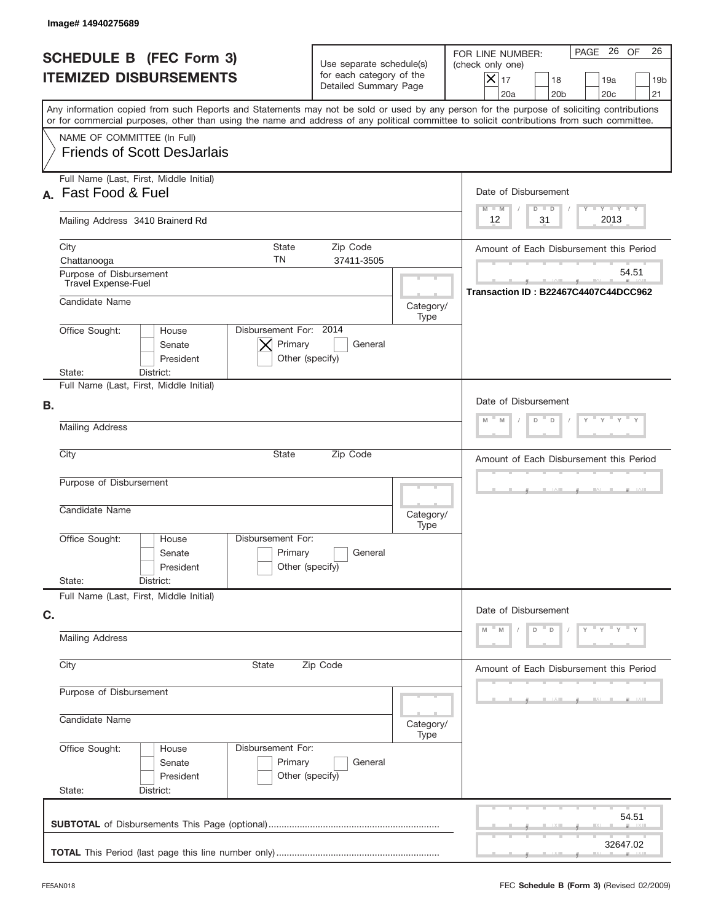Image# 14940275689

# SCHEDULE B (FEC Form 3)
# ITEMIZED DISBURSEMENTS

Use separate schedule(s) for each category of the Detailed Summary Page

FOR LINE NUMBER: (check only one)

- [X] 17
- [ ] 18
- [ ] 19a
- [ ] 19b
- [ ] 20a
- [ ] 20b
- [ ] 20c
- [ ] 21

PAGE 26 OF 26

Any information copied from such Reports and Statements may not be sold or used by any person for the purpose of soliciting contributions or for commercial purposes, other than using the name and address of any political committee to solicit contributions from such committee.

NAME OF COMMITTEE (In Full)
Friends of Scott DesJarlais

## A.

Full Name (Last, First, Middle Initial): Fast Food & Fuel

Mailing Address: 3410 Brainerd Rd

City: Chattanooga
State: TN
Zip Code: 37411-3505

Purpose of Disbursement: Travel Expense-Fuel

Candidate Name:

Category/Type:

Office Sought: House [ ] Senate [ ] President [ ]

State: District:

Disbursement For: 2014
[X] Primary [ ] General [ ] Other (specify)

Date of Disbursement: 12 / 31 / 2013

Amount of Each Disbursement this Period: 54.51

Transaction ID : B22467C4407C44DCC962

## B.

Full Name (Last, First, Middle Initial):

Mailing Address:

City: State: Zip Code:

Purpose of Disbursement:

Candidate Name:

Category/Type:

Office Sought: House [ ] Senate [ ] President [ ]

State: District:

Disbursement For: [ ] Primary [ ] General [ ] Other (specify)

Date of Disbursement: M M / D D / Y Y Y Y

Amount of Each Disbursement this Period:

## C.

Full Name (Last, First, Middle Initial):

Mailing Address:

City: State: Zip Code:

Purpose of Disbursement:

Candidate Name:

Category/Type:

Office Sought: House [ ] Senate [ ] President [ ]

State: District:

Disbursement For: [ ] Primary [ ] General [ ] Other (specify)

Date of Disbursement: M M / D D / Y Y Y Y

Amount of Each Disbursement this Period:

**SUBTOTAL** of Disbursements This Page (optional): 54.51

**TOTAL** This Period (last page this line number only): 32647.02

FE5AN018

FEC **Schedule B (Form 3)** (Revised 02/2009)